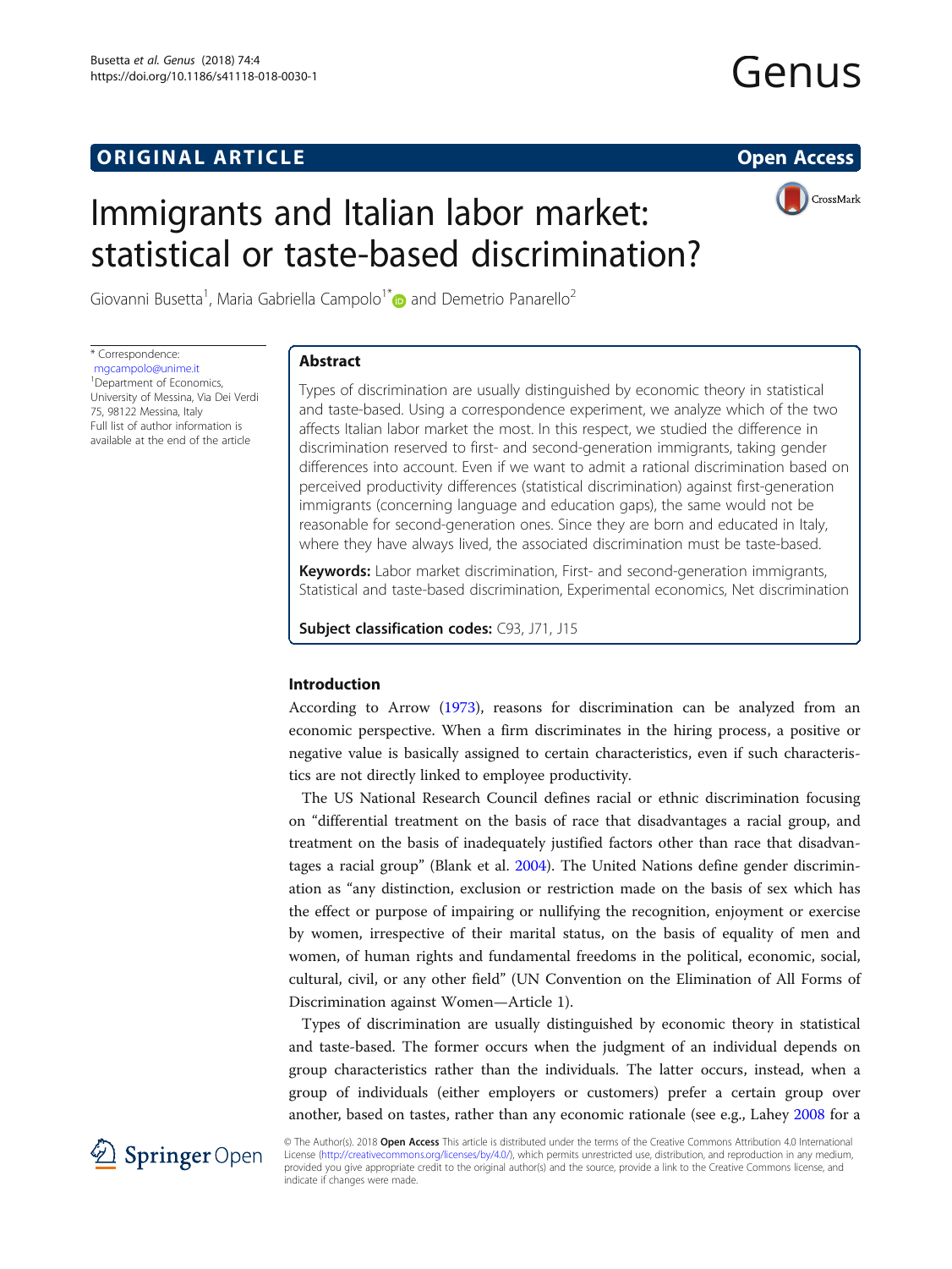ORIGINAL ARTICLE

Open Access

# Immigrants and Italian labor market: statistical or taste-based discrimination?

Giovanni Busetta[1], Maria Gabriella Campolo[1*] and Demetrio Panarello[2]

\* Correspondence: mgcampolo@unime.it
[1]Department of Economics, University of Messina, Via Dei Verdi 75, 98122 Messina, Italy
Full list of author information is available at the end of the article

## Abstract

Types of discrimination are usually distinguished by economic theory in statistical and taste-based. Using a correspondence experiment, we analyze which of the two affects Italian labor market the most. In this respect, we studied the difference in discrimination reserved to first- and second-generation immigrants, taking gender differences into account. Even if we want to admit a rational discrimination based on perceived productivity differences (statistical discrimination) against first-generation immigrants (concerning language and education gaps), the same would not be reasonable for second-generation ones. Since they are born and educated in Italy, where they have always lived, the associated discrimination must be taste-based.

**Keywords:** Labor market discrimination, First- and second-generation immigrants, Statistical and taste-based discrimination, Experimental economics, Net discrimination

**Subject classification codes:** C93, J71, J15

## Introduction

According to Arrow (1973), reasons for discrimination can be analyzed from an economic perspective. When a firm discriminates in the hiring process, a positive or negative value is basically assigned to certain characteristics, even if such characteristics are not directly linked to employee productivity.

The US National Research Council defines racial or ethnic discrimination focusing on "differential treatment on the basis of race that disadvantages a racial group, and treatment on the basis of inadequately justified factors other than race that disadvantages a racial group" (Blank et al. 2004). The United Nations define gender discrimination as "any distinction, exclusion or restriction made on the basis of sex which has the effect or purpose of impairing or nullifying the recognition, enjoyment or exercise by women, irrespective of their marital status, on the basis of equality of men and women, of human rights and fundamental freedoms in the political, economic, social, cultural, civil, or any other field" (UN Convention on the Elimination of All Forms of Discrimination against Women—Article 1).

Types of discrimination are usually distinguished by economic theory in statistical and taste-based. The former occurs when the judgment of an individual depends on group characteristics rather than the individuals. The latter occurs, instead, when a group of individuals (either employers or customers) prefer a certain group over another, based on tastes, rather than any economic rationale (see e.g., Lahey 2008 for a

© The Author(s). 2018 **Open Access** This article is distributed under the terms of the Creative Commons Attribution 4.0 International License (http://creativecommons.org/licenses/by/4.0/), which permits unrestricted use, distribution, and reproduction in any medium, provided you give appropriate credit to the original author(s) and the source, provide a link to the Creative Commons license, and indicate if changes were made.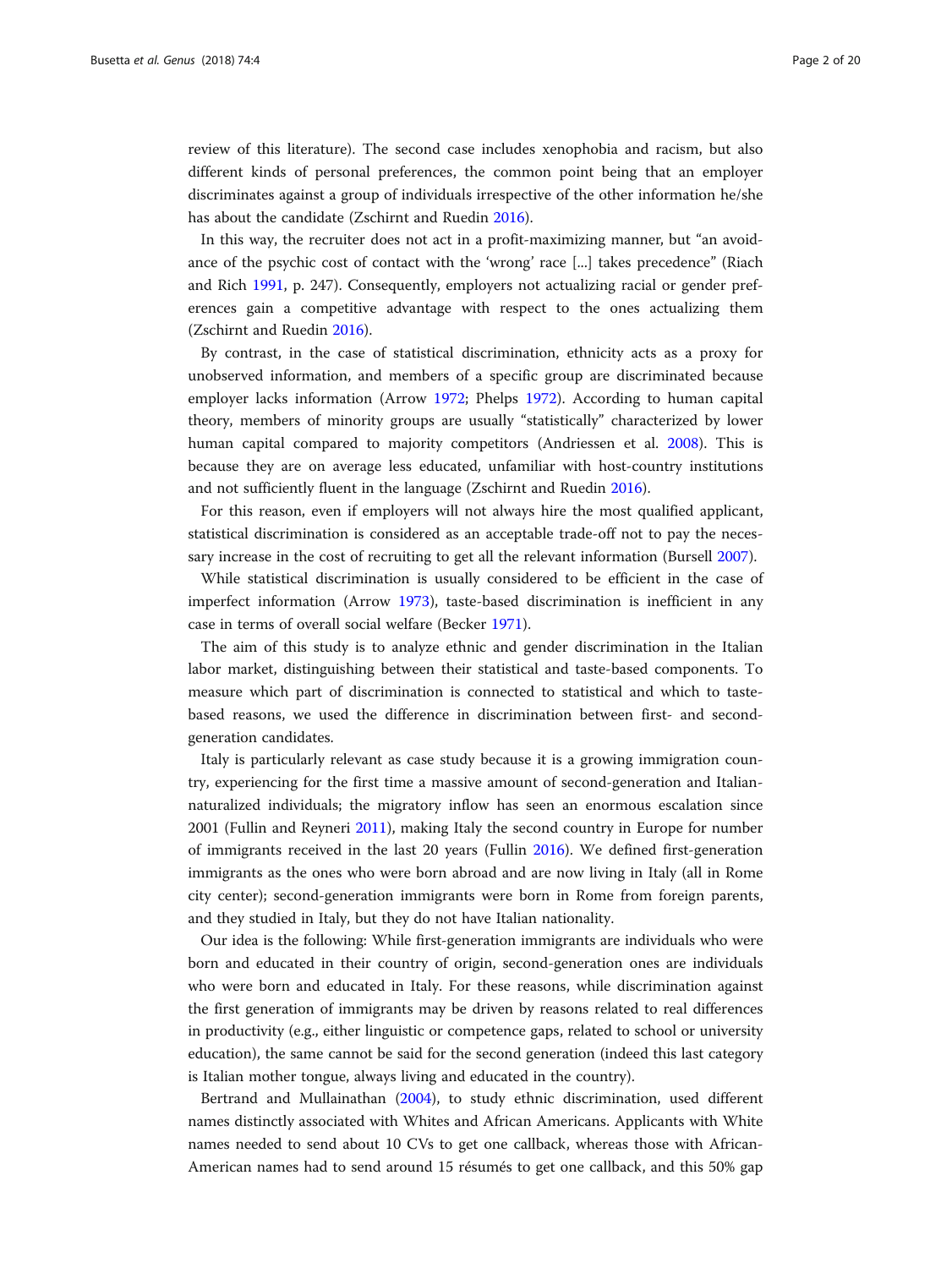review of this literature). The second case includes xenophobia and racism, but also different kinds of personal preferences, the common point being that an employer discriminates against a group of individuals irrespective of the other information he/she has about the candidate (Zschirnt and Ruedin 2016).

In this way, the recruiter does not act in a profit-maximizing manner, but "an avoidance of the psychic cost of contact with the 'wrong' race [...] takes precedence" (Riach and Rich 1991, p. 247). Consequently, employers not actualizing racial or gender preferences gain a competitive advantage with respect to the ones actualizing them (Zschirnt and Ruedin 2016).

By contrast, in the case of statistical discrimination, ethnicity acts as a proxy for unobserved information, and members of a specific group are discriminated because employer lacks information (Arrow 1972; Phelps 1972). According to human capital theory, members of minority groups are usually "statistically" characterized by lower human capital compared to majority competitors (Andriessen et al. 2008). This is because they are on average less educated, unfamiliar with host-country institutions and not sufficiently fluent in the language (Zschirnt and Ruedin 2016).

For this reason, even if employers will not always hire the most qualified applicant, statistical discrimination is considered as an acceptable trade-off not to pay the necessary increase in the cost of recruiting to get all the relevant information (Bursell 2007).

While statistical discrimination is usually considered to be efficient in the case of imperfect information (Arrow 1973), taste-based discrimination is inefficient in any case in terms of overall social welfare (Becker 1971).

The aim of this study is to analyze ethnic and gender discrimination in the Italian labor market, distinguishing between their statistical and taste-based components. To measure which part of discrimination is connected to statistical and which to taste-based reasons, we used the difference in discrimination between first- and second-generation candidates.

Italy is particularly relevant as case study because it is a growing immigration country, experiencing for the first time a massive amount of second-generation and Italian-naturalized individuals; the migratory inflow has seen an enormous escalation since 2001 (Fullin and Reyneri 2011), making Italy the second country in Europe for number of immigrants received in the last 20 years (Fullin 2016). We defined first-generation immigrants as the ones who were born abroad and are now living in Italy (all in Rome city center); second-generation immigrants were born in Rome from foreign parents, and they studied in Italy, but they do not have Italian nationality.

Our idea is the following: While first-generation immigrants are individuals who were born and educated in their country of origin, second-generation ones are individuals who were born and educated in Italy. For these reasons, while discrimination against the first generation of immigrants may be driven by reasons related to real differences in productivity (e.g., either linguistic or competence gaps, related to school or university education), the same cannot be said for the second generation (indeed this last category is Italian mother tongue, always living and educated in the country).

Bertrand and Mullainathan (2004), to study ethnic discrimination, used different names distinctly associated with Whites and African Americans. Applicants with White names needed to send about 10 CVs to get one callback, whereas those with African-American names had to send around 15 résumés to get one callback, and this 50% gap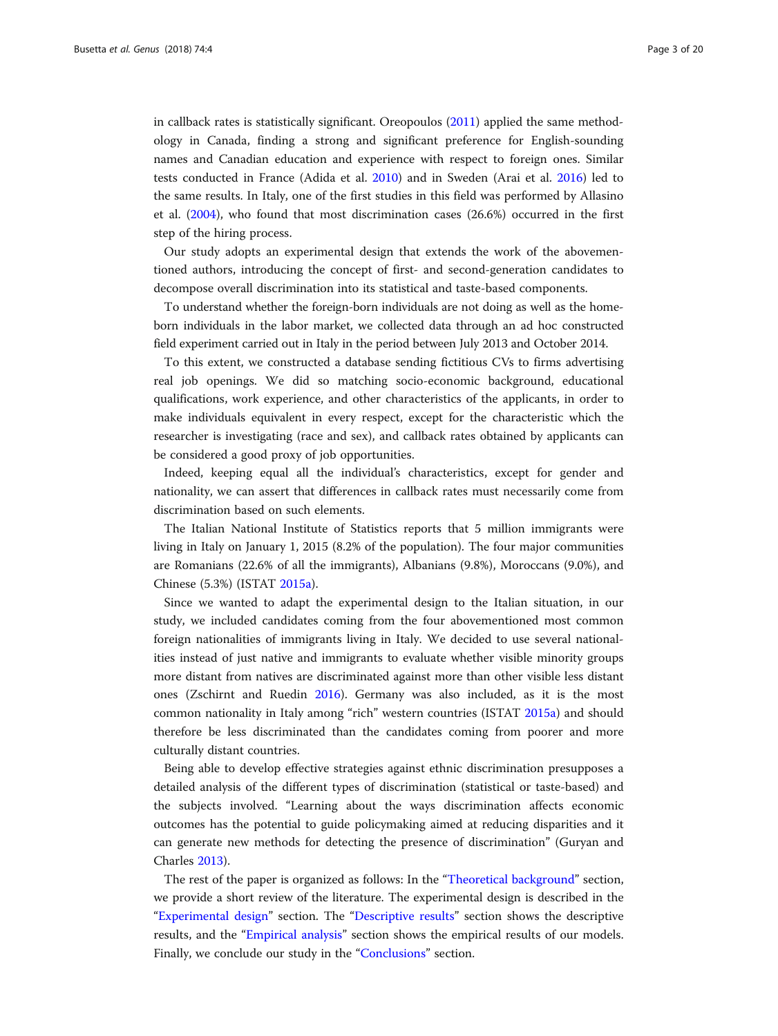in callback rates is statistically significant. Oreopoulos (2011) applied the same methodology in Canada, finding a strong and significant preference for English-sounding names and Canadian education and experience with respect to foreign ones. Similar tests conducted in France (Adida et al. 2010) and in Sweden (Arai et al. 2016) led to the same results. In Italy, one of the first studies in this field was performed by Allasino et al. (2004), who found that most discrimination cases (26.6%) occurred in the first step of the hiring process.

Our study adopts an experimental design that extends the work of the abovementioned authors, introducing the concept of first- and second-generation candidates to decompose overall discrimination into its statistical and taste-based components.

To understand whether the foreign-born individuals are not doing as well as the home-born individuals in the labor market, we collected data through an ad hoc constructed field experiment carried out in Italy in the period between July 2013 and October 2014.

To this extent, we constructed a database sending fictitious CVs to firms advertising real job openings. We did so matching socio-economic background, educational qualifications, work experience, and other characteristics of the applicants, in order to make individuals equivalent in every respect, except for the characteristic which the researcher is investigating (race and sex), and callback rates obtained by applicants can be considered a good proxy of job opportunities.

Indeed, keeping equal all the individual's characteristics, except for gender and nationality, we can assert that differences in callback rates must necessarily come from discrimination based on such elements.

The Italian National Institute of Statistics reports that 5 million immigrants were living in Italy on January 1, 2015 (8.2% of the population). The four major communities are Romanians (22.6% of all the immigrants), Albanians (9.8%), Moroccans (9.0%), and Chinese (5.3%) (ISTAT 2015a).

Since we wanted to adapt the experimental design to the Italian situation, in our study, we included candidates coming from the four abovementioned most common foreign nationalities of immigrants living in Italy. We decided to use several nationalities instead of just native and immigrants to evaluate whether visible minority groups more distant from natives are discriminated against more than other visible less distant ones (Zschirnt and Ruedin 2016). Germany was also included, as it is the most common nationality in Italy among "rich" western countries (ISTAT 2015a) and should therefore be less discriminated than the candidates coming from poorer and more culturally distant countries.

Being able to develop effective strategies against ethnic discrimination presupposes a detailed analysis of the different types of discrimination (statistical or taste-based) and the subjects involved. "Learning about the ways discrimination affects economic outcomes has the potential to guide policymaking aimed at reducing disparities and it can generate new methods for detecting the presence of discrimination" (Guryan and Charles 2013).

The rest of the paper is organized as follows: In the "Theoretical background" section, we provide a short review of the literature. The experimental design is described in the "Experimental design" section. The "Descriptive results" section shows the descriptive results, and the "Empirical analysis" section shows the empirical results of our models. Finally, we conclude our study in the "Conclusions" section.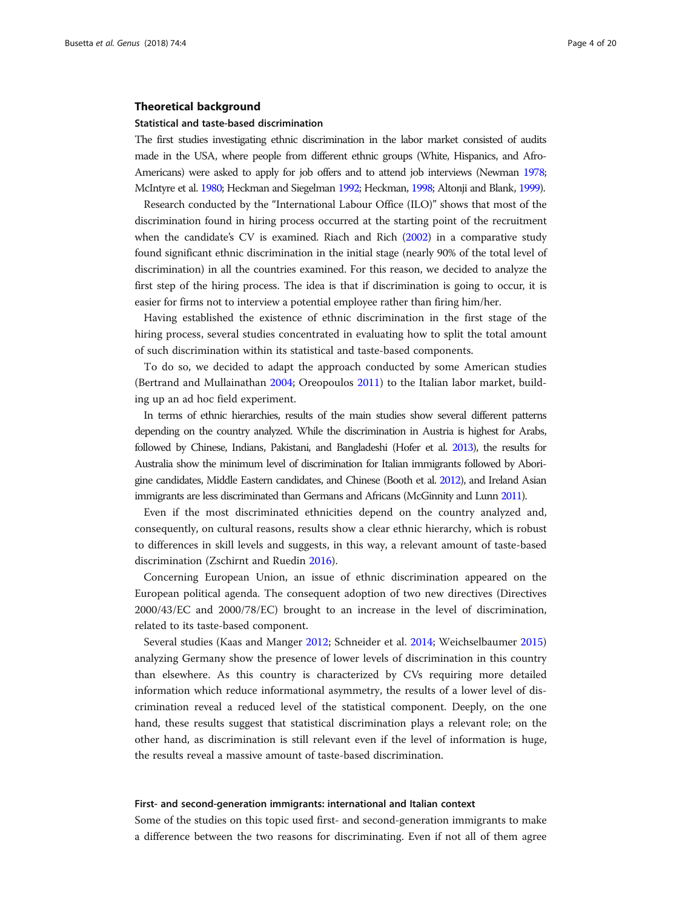## Theoretical background

### Statistical and taste-based discrimination

The first studies investigating ethnic discrimination in the labor market consisted of audits made in the USA, where people from different ethnic groups (White, Hispanics, and Afro-Americans) were asked to apply for job offers and to attend job interviews (Newman 1978; McIntyre et al. 1980; Heckman and Siegelman 1992; Heckman, 1998; Altonji and Blank, 1999).

Research conducted by the "International Labour Office (ILO)" shows that most of the discrimination found in hiring process occurred at the starting point of the recruitment when the candidate's CV is examined. Riach and Rich (2002) in a comparative study found significant ethnic discrimination in the initial stage (nearly 90% of the total level of discrimination) in all the countries examined. For this reason, we decided to analyze the first step of the hiring process. The idea is that if discrimination is going to occur, it is easier for firms not to interview a potential employee rather than firing him/her.

Having established the existence of ethnic discrimination in the first stage of the hiring process, several studies concentrated in evaluating how to split the total amount of such discrimination within its statistical and taste-based components.

To do so, we decided to adapt the approach conducted by some American studies (Bertrand and Mullainathan 2004; Oreopoulos 2011) to the Italian labor market, building up an ad hoc field experiment.

In terms of ethnic hierarchies, results of the main studies show several different patterns depending on the country analyzed. While the discrimination in Austria is highest for Arabs, followed by Chinese, Indians, Pakistani, and Bangladeshi (Hofer et al. 2013), the results for Australia show the minimum level of discrimination for Italian immigrants followed by Aborigine candidates, Middle Eastern candidates, and Chinese (Booth et al. 2012), and Ireland Asian immigrants are less discriminated than Germans and Africans (McGinnity and Lunn 2011).

Even if the most discriminated ethnicities depend on the country analyzed and, consequently, on cultural reasons, results show a clear ethnic hierarchy, which is robust to differences in skill levels and suggests, in this way, a relevant amount of taste-based discrimination (Zschirnt and Ruedin 2016).

Concerning European Union, an issue of ethnic discrimination appeared on the European political agenda. The consequent adoption of two new directives (Directives 2000/43/EC and 2000/78/EC) brought to an increase in the level of discrimination, related to its taste-based component.

Several studies (Kaas and Manger 2012; Schneider et al. 2014; Weichselbaumer 2015) analyzing Germany show the presence of lower levels of discrimination in this country than elsewhere. As this country is characterized by CVs requiring more detailed information which reduce informational asymmetry, the results of a lower level of discrimination reveal a reduced level of the statistical component. Deeply, on the one hand, these results suggest that statistical discrimination plays a relevant role; on the other hand, as discrimination is still relevant even if the level of information is huge, the results reveal a massive amount of taste-based discrimination.

### First- and second-generation immigrants: international and Italian context

Some of the studies on this topic used first- and second-generation immigrants to make a difference between the two reasons for discriminating. Even if not all of them agree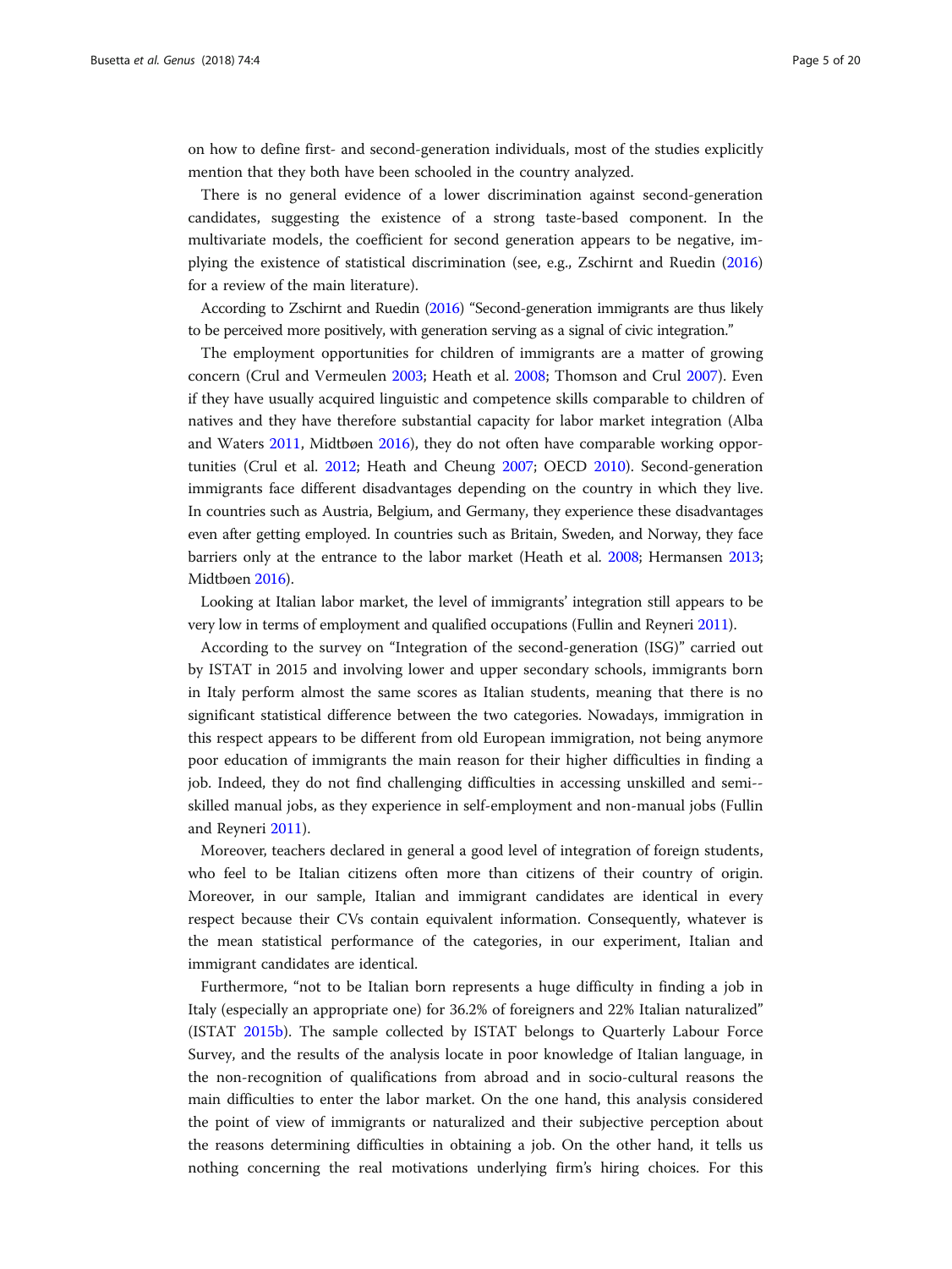on how to define first- and second-generation individuals, most of the studies explicitly mention that they both have been schooled in the country analyzed.

There is no general evidence of a lower discrimination against second-generation candidates, suggesting the existence of a strong taste-based component. In the multivariate models, the coefficient for second generation appears to be negative, implying the existence of statistical discrimination (see, e.g., Zschirnt and Ruedin (2016) for a review of the main literature).

According to Zschirnt and Ruedin (2016) "Second-generation immigrants are thus likely to be perceived more positively, with generation serving as a signal of civic integration."

The employment opportunities for children of immigrants are a matter of growing concern (Crul and Vermeulen 2003; Heath et al. 2008; Thomson and Crul 2007). Even if they have usually acquired linguistic and competence skills comparable to children of natives and they have therefore substantial capacity for labor market integration (Alba and Waters 2011, Midtbøen 2016), they do not often have comparable working opportunities (Crul et al. 2012; Heath and Cheung 2007; OECD 2010). Second-generation immigrants face different disadvantages depending on the country in which they live. In countries such as Austria, Belgium, and Germany, they experience these disadvantages even after getting employed. In countries such as Britain, Sweden, and Norway, they face barriers only at the entrance to the labor market (Heath et al. 2008; Hermansen 2013; Midtbøen 2016).

Looking at Italian labor market, the level of immigrants' integration still appears to be very low in terms of employment and qualified occupations (Fullin and Reyneri 2011).

According to the survey on "Integration of the second-generation (ISG)" carried out by ISTAT in 2015 and involving lower and upper secondary schools, immigrants born in Italy perform almost the same scores as Italian students, meaning that there is no significant statistical difference between the two categories. Nowadays, immigration in this respect appears to be different from old European immigration, not being anymore poor education of immigrants the main reason for their higher difficulties in finding a job. Indeed, they do not find challenging difficulties in accessing unskilled and semi--skilled manual jobs, as they experience in self-employment and non-manual jobs (Fullin and Reyneri 2011).

Moreover, teachers declared in general a good level of integration of foreign students, who feel to be Italian citizens often more than citizens of their country of origin. Moreover, in our sample, Italian and immigrant candidates are identical in every respect because their CVs contain equivalent information. Consequently, whatever is the mean statistical performance of the categories, in our experiment, Italian and immigrant candidates are identical.

Furthermore, "not to be Italian born represents a huge difficulty in finding a job in Italy (especially an appropriate one) for 36.2% of foreigners and 22% Italian naturalized" (ISTAT 2015b). The sample collected by ISTAT belongs to Quarterly Labour Force Survey, and the results of the analysis locate in poor knowledge of Italian language, in the non-recognition of qualifications from abroad and in socio-cultural reasons the main difficulties to enter the labor market. On the one hand, this analysis considered the point of view of immigrants or naturalized and their subjective perception about the reasons determining difficulties in obtaining a job. On the other hand, it tells us nothing concerning the real motivations underlying firm's hiring choices. For this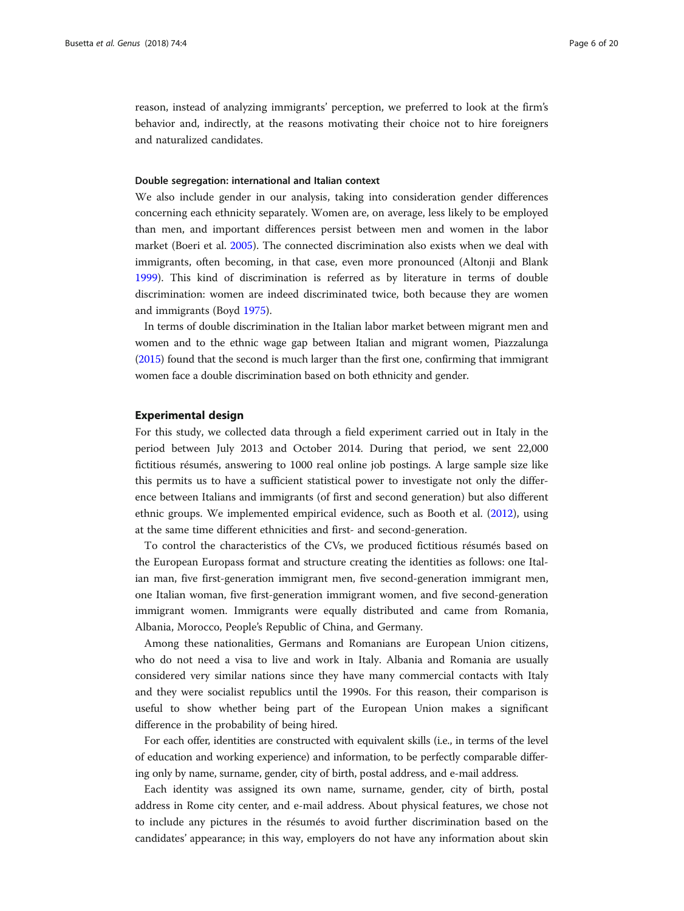reason, instead of analyzing immigrants' perception, we preferred to look at the firm's behavior and, indirectly, at the reasons motivating their choice not to hire foreigners and naturalized candidates.

### Double segregation: international and Italian context

We also include gender in our analysis, taking into consideration gender differences concerning each ethnicity separately. Women are, on average, less likely to be employed than men, and important differences persist between men and women in the labor market (Boeri et al. 2005). The connected discrimination also exists when we deal with immigrants, often becoming, in that case, even more pronounced (Altonji and Blank 1999). This kind of discrimination is referred as by literature in terms of double discrimination: women are indeed discriminated twice, both because they are women and immigrants (Boyd 1975).

In terms of double discrimination in the Italian labor market between migrant men and women and to the ethnic wage gap between Italian and migrant women, Piazzalunga (2015) found that the second is much larger than the first one, confirming that immigrant women face a double discrimination based on both ethnicity and gender.

## Experimental design

For this study, we collected data through a field experiment carried out in Italy in the period between July 2013 and October 2014. During that period, we sent 22,000 fictitious résumés, answering to 1000 real online job postings. A large sample size like this permits us to have a sufficient statistical power to investigate not only the difference between Italians and immigrants (of first and second generation) but also different ethnic groups. We implemented empirical evidence, such as Booth et al. (2012), using at the same time different ethnicities and first- and second-generation.

To control the characteristics of the CVs, we produced fictitious résumés based on the European Europass format and structure creating the identities as follows: one Italian man, five first-generation immigrant men, five second-generation immigrant men, one Italian woman, five first-generation immigrant women, and five second-generation immigrant women. Immigrants were equally distributed and came from Romania, Albania, Morocco, People's Republic of China, and Germany.

Among these nationalities, Germans and Romanians are European Union citizens, who do not need a visa to live and work in Italy. Albania and Romania are usually considered very similar nations since they have many commercial contacts with Italy and they were socialist republics until the 1990s. For this reason, their comparison is useful to show whether being part of the European Union makes a significant difference in the probability of being hired.

For each offer, identities are constructed with equivalent skills (i.e., in terms of the level of education and working experience) and information, to be perfectly comparable differing only by name, surname, gender, city of birth, postal address, and e-mail address.

Each identity was assigned its own name, surname, gender, city of birth, postal address in Rome city center, and e-mail address. About physical features, we chose not to include any pictures in the résumés to avoid further discrimination based on the candidates' appearance; in this way, employers do not have any information about skin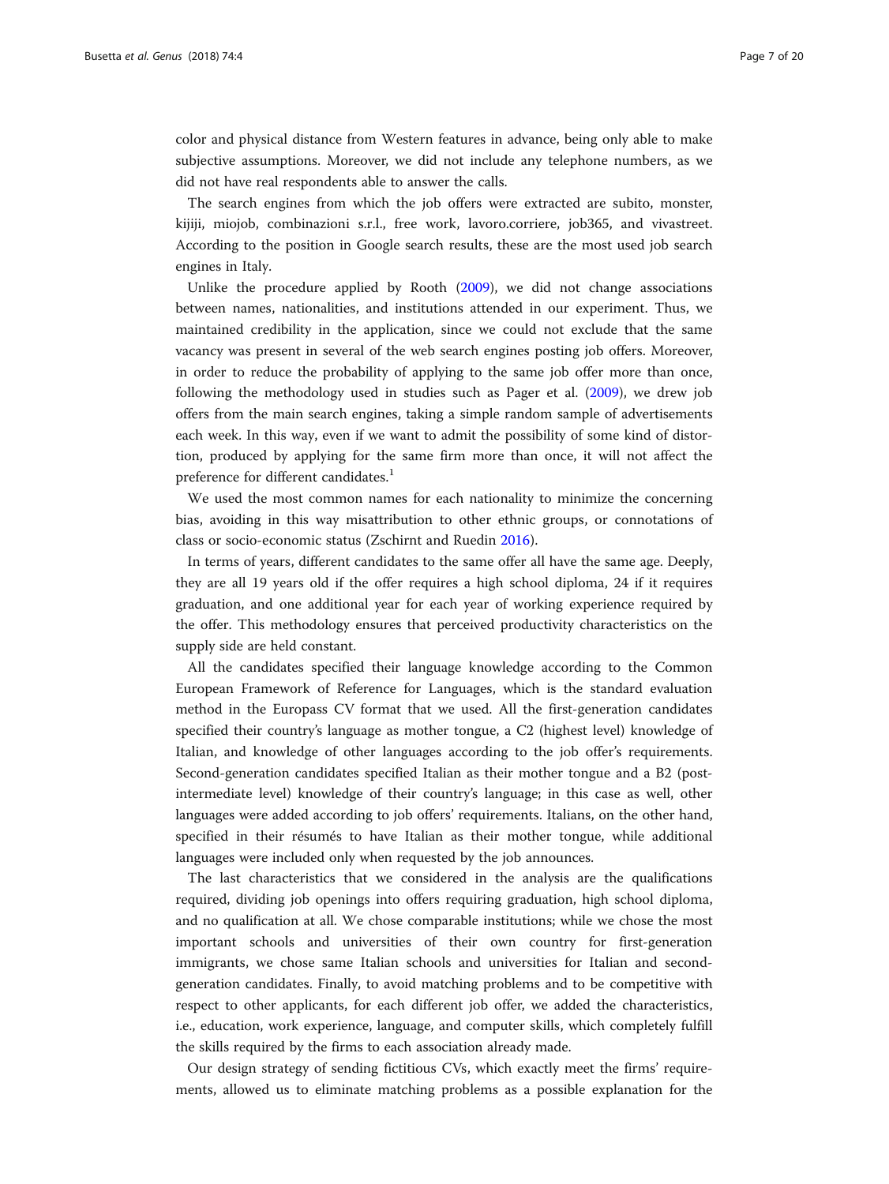color and physical distance from Western features in advance, being only able to make subjective assumptions. Moreover, we did not include any telephone numbers, as we did not have real respondents able to answer the calls.

The search engines from which the job offers were extracted are subito, monster, kijiji, miojob, combinazioni s.r.l., free work, lavoro.corriere, job365, and vivastreet. According to the position in Google search results, these are the most used job search engines in Italy.

Unlike the procedure applied by Rooth (2009), we did not change associations between names, nationalities, and institutions attended in our experiment. Thus, we maintained credibility in the application, since we could not exclude that the same vacancy was present in several of the web search engines posting job offers. Moreover, in order to reduce the probability of applying to the same job offer more than once, following the methodology used in studies such as Pager et al. (2009), we drew job offers from the main search engines, taking a simple random sample of advertisements each week. In this way, even if we want to admit the possibility of some kind of distortion, produced by applying for the same firm more than once, it will not affect the preference for different candidates.[1]

We used the most common names for each nationality to minimize the concerning bias, avoiding in this way misattribution to other ethnic groups, or connotations of class or socio-economic status (Zschirnt and Ruedin 2016).

In terms of years, different candidates to the same offer all have the same age. Deeply, they are all 19 years old if the offer requires a high school diploma, 24 if it requires graduation, and one additional year for each year of working experience required by the offer. This methodology ensures that perceived productivity characteristics on the supply side are held constant.

All the candidates specified their language knowledge according to the Common European Framework of Reference for Languages, which is the standard evaluation method in the Europass CV format that we used. All the first-generation candidates specified their country's language as mother tongue, a C2 (highest level) knowledge of Italian, and knowledge of other languages according to the job offer's requirements. Second-generation candidates specified Italian as their mother tongue and a B2 (post-intermediate level) knowledge of their country's language; in this case as well, other languages were added according to job offers' requirements. Italians, on the other hand, specified in their résumés to have Italian as their mother tongue, while additional languages were included only when requested by the job announces.

The last characteristics that we considered in the analysis are the qualifications required, dividing job openings into offers requiring graduation, high school diploma, and no qualification at all. We chose comparable institutions; while we chose the most important schools and universities of their own country for first-generation immigrants, we chose same Italian schools and universities for Italian and second-generation candidates. Finally, to avoid matching problems and to be competitive with respect to other applicants, for each different job offer, we added the characteristics, i.e., education, work experience, language, and computer skills, which completely fulfill the skills required by the firms to each association already made.

Our design strategy of sending fictitious CVs, which exactly meet the firms' requirements, allowed us to eliminate matching problems as a possible explanation for the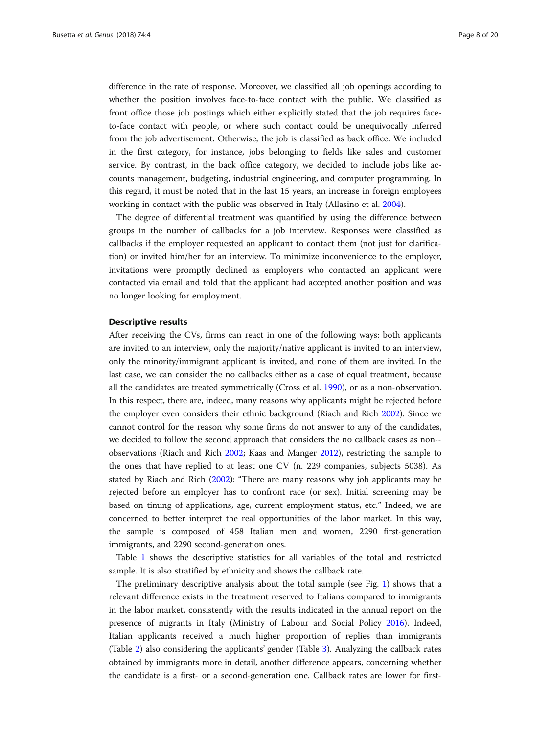difference in the rate of response. Moreover, we classified all job openings according to whether the position involves face-to-face contact with the public. We classified as front office those job postings which either explicitly stated that the job requires face-to-face contact with people, or where such contact could be unequivocally inferred from the job advertisement. Otherwise, the job is classified as back office. We included in the first category, for instance, jobs belonging to fields like sales and customer service. By contrast, in the back office category, we decided to include jobs like accounts management, budgeting, industrial engineering, and computer programming. In this regard, it must be noted that in the last 15 years, an increase in foreign employees working in contact with the public was observed in Italy (Allasino et al. 2004).

The degree of differential treatment was quantified by using the difference between groups in the number of callbacks for a job interview. Responses were classified as callbacks if the employer requested an applicant to contact them (not just for clarification) or invited him/her for an interview. To minimize inconvenience to the employer, invitations were promptly declined as employers who contacted an applicant were contacted via email and told that the applicant had accepted another position and was no longer looking for employment.

### Descriptive results

After receiving the CVs, firms can react in one of the following ways: both applicants are invited to an interview, only the majority/native applicant is invited to an interview, only the minority/immigrant applicant is invited, and none of them are invited. In the last case, we can consider the no callbacks either as a case of equal treatment, because all the candidates are treated symmetrically (Cross et al. 1990), or as a non-observation. In this respect, there are, indeed, many reasons why applicants might be rejected before the employer even considers their ethnic background (Riach and Rich 2002). Since we cannot control for the reason why some firms do not answer to any of the candidates, we decided to follow the second approach that considers the no callback cases as non--observations (Riach and Rich 2002; Kaas and Manger 2012), restricting the sample to the ones that have replied to at least one CV (n. 229 companies, subjects 5038). As stated by Riach and Rich (2002): "There are many reasons why job applicants may be rejected before an employer has to confront race (or sex). Initial screening may be based on timing of applications, age, current employment status, etc." Indeed, we are concerned to better interpret the real opportunities of the labor market. In this way, the sample is composed of 458 Italian men and women, 2290 first-generation immigrants, and 2290 second-generation ones.

Table 1 shows the descriptive statistics for all variables of the total and restricted sample. It is also stratified by ethnicity and shows the callback rate.

The preliminary descriptive analysis about the total sample (see Fig. 1) shows that a relevant difference exists in the treatment reserved to Italians compared to immigrants in the labor market, consistently with the results indicated in the annual report on the presence of migrants in Italy (Ministry of Labour and Social Policy 2016). Indeed, Italian applicants received a much higher proportion of replies than immigrants (Table 2) also considering the applicants' gender (Table 3). Analyzing the callback rates obtained by immigrants more in detail, another difference appears, concerning whether the candidate is a first- or a second-generation one. Callback rates are lower for first-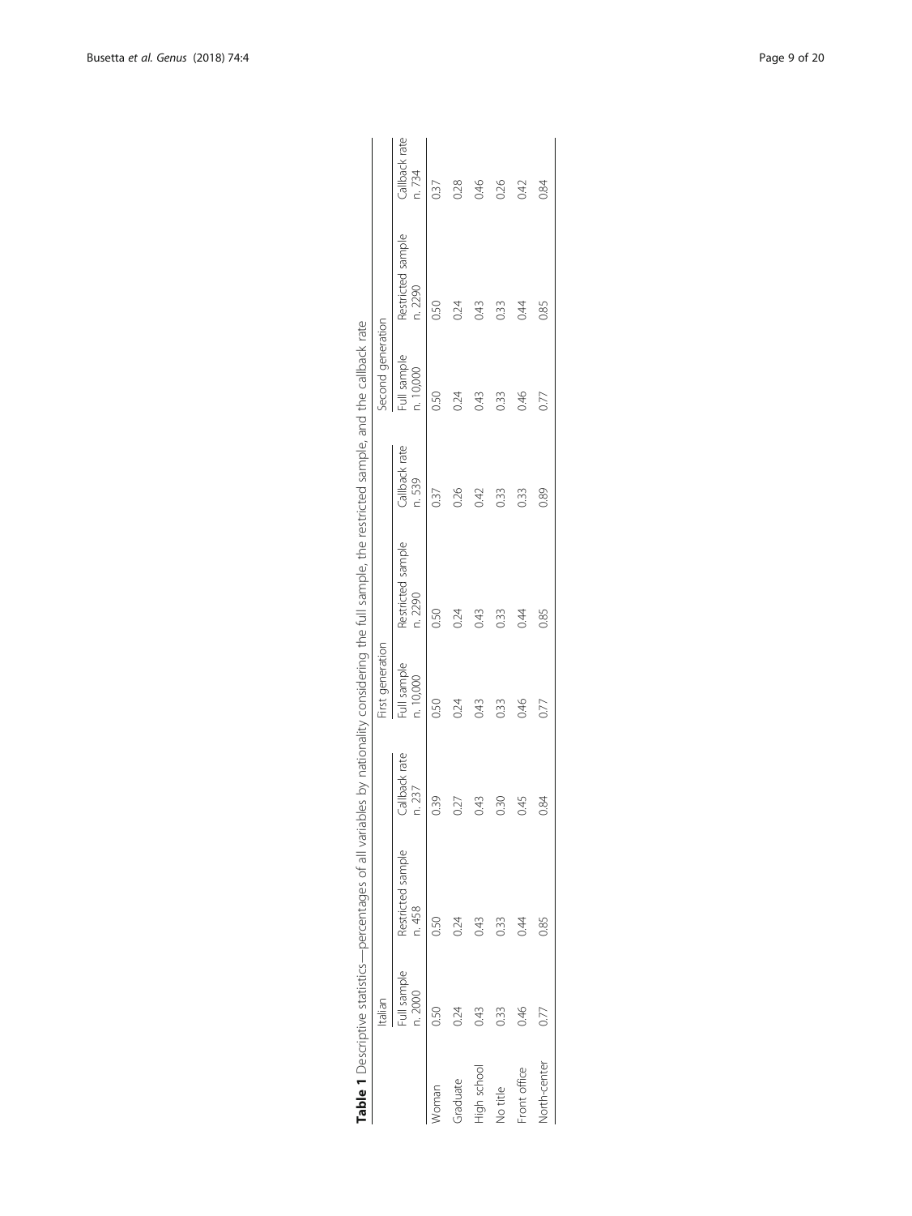**Table 1** Descriptive statistics—percentages of all variables by nationality considering the full sample, the restricted sample, and the callback rate

| | Italian | | | First generation | | | Second generation | | |
|---|---|---|---|---|---|---|---|---|---|
| | Full sample n. 2000 | Restricted sample n. 458 | Callback rate n. 237 | Full sample n. 10,000 | Restricted sample n. 2290 | Callback rate n. 539 | Full sample n. 10,000 | Restricted sample n. 2290 | Callback rate n. 734 |
| Woman | 0.50 | 0.50 | 0.39 | 0.50 | 0.50 | 0.37 | 0.50 | 0.50 | 0.37 |
| Graduate | 0.24 | 0.24 | 0.27 | 0.24 | 0.24 | 0.26 | 0.24 | 0.24 | 0.28 |
| High school | 0.43 | 0.43 | 0.43 | 0.43 | 0.43 | 0.42 | 0.43 | 0.43 | 0.46 |
| No title | 0.33 | 0.33 | 0.30 | 0.33 | 0.33 | 0.33 | 0.33 | 0.33 | 0.26 |
| Front office | 0.46 | 0.44 | 0.45 | 0.46 | 0.44 | 0.33 | 0.46 | 0.44 | 0.42 |
| North-center | 0.77 | 0.85 | 0.84 | 0.77 | 0.85 | 0.89 | 0.77 | 0.85 | 0.84 |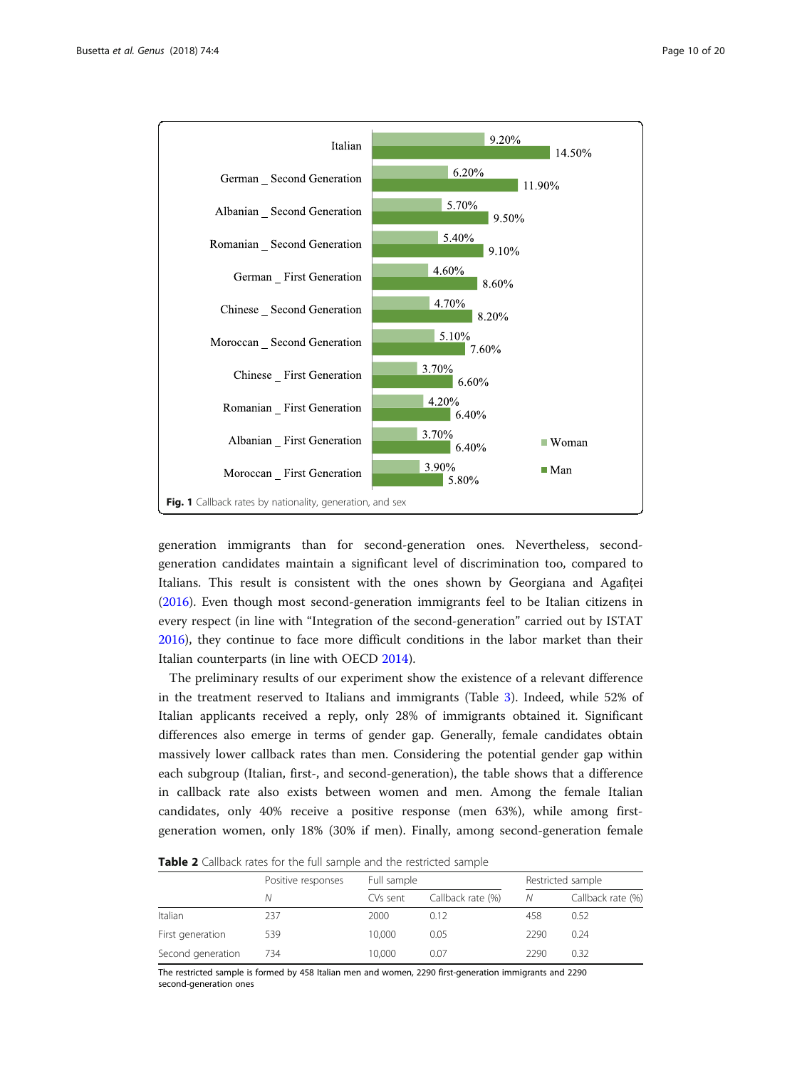| | Woman | Man |
|---|---|---|
| Italian | 9.20% | 14.50% |
| German _ Second Generation | 6.20% | 11.90% |
| Albanian _ Second Generation | 5.70% | 9.50% |
| Romanian _ Second Generation | 5.40% | 9.10% |
| German _ First Generation | 4.60% | 8.60% |
| Chinese _ Second Generation | 4.70% | 8.20% |
| Moroccan _ Second Generation | 5.10% | 7.60% |
| Chinese _ First Generation | 3.70% | 6.60% |
| Romanian _ First Generation | 4.20% | 6.40% |
| Albanian _ First Generation | 3.70% | 6.40% |
| Moroccan _ First Generation | 3.90% | 5.80% |

**Fig. 1** Callback rates by nationality, generation, and sex

generation immigrants than for second-generation ones. Nevertheless, second-generation candidates maintain a significant level of discrimination too, compared to Italians. This result is consistent with the ones shown by Georgiana and Agafiței (2016). Even though most second-generation immigrants feel to be Italian citizens in every respect (in line with "Integration of the second-generation" carried out by ISTAT 2016), they continue to face more difficult conditions in the labor market than their Italian counterparts (in line with OECD 2014).

The preliminary results of our experiment show the existence of a relevant difference in the treatment reserved to Italians and immigrants (Table 3). Indeed, while 52% of Italian applicants received a reply, only 28% of immigrants obtained it. Significant differences also emerge in terms of gender gap. Generally, female candidates obtain massively lower callback rates than men. Considering the potential gender gap within each subgroup (Italian, first-, and second-generation), the table shows that a difference in callback rate also exists between women and men. Among the female Italian candidates, only 40% receive a positive response (men 63%), while among first-generation women, only 18% (30% if men). Finally, among second-generation female

**Table 2** Callback rates for the full sample and the restricted sample

| | Positive responses | Full sample | | Restricted sample | |
|---|---|---|---|---|---|
| | *N* | CVs sent | Callback rate (%) | *N* | Callback rate (%) |
| Italian | 237 | 2000 | 0.12 | 458 | 0.52 |
| First generation | 539 | 10,000 | 0.05 | 2290 | 0.24 |
| Second generation | 734 | 10,000 | 0.07 | 2290 | 0.32 |

The restricted sample is formed by 458 Italian men and women, 2290 first-generation immigrants and 2290 second-generation ones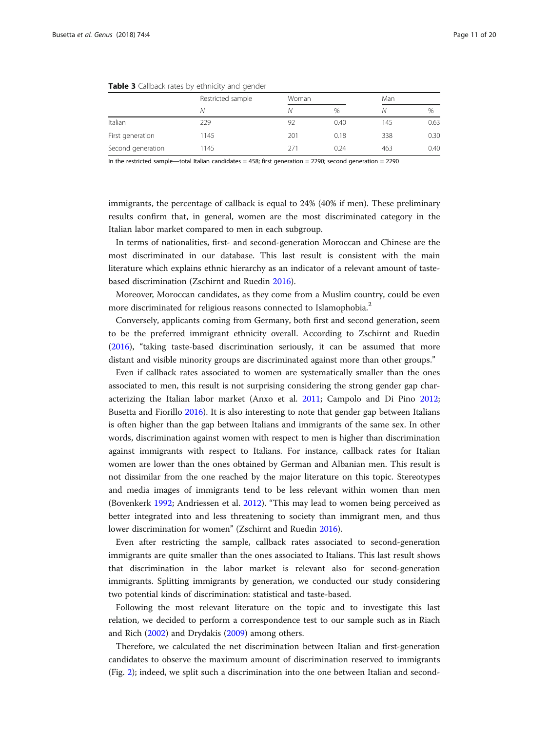**Table 3** Callback rates by ethnicity and gender

| | Restricted sample | Woman | | Man | |
|---|---|---|---|---|---|
| | *N* | *N* | % | *N* | % |
| Italian | 229 | 92 | 0.40 | 145 | 0.63 |
| First generation | 1145 | 201 | 0.18 | 338 | 0.30 |
| Second generation | 1145 | 271 | 0.24 | 463 | 0.40 |

In the restricted sample—total Italian candidates = 458; first generation = 2290; second generation = 2290

immigrants, the percentage of callback is equal to 24% (40% if men). These preliminary results confirm that, in general, women are the most discriminated category in the Italian labor market compared to men in each subgroup.

In terms of nationalities, first- and second-generation Moroccan and Chinese are the most discriminated in our database. This last result is consistent with the main literature which explains ethnic hierarchy as an indicator of a relevant amount of taste-based discrimination (Zschirnt and Ruedin 2016).

Moreover, Moroccan candidates, as they come from a Muslim country, could be even more discriminated for religious reasons connected to Islamophobia.[2]

Conversely, applicants coming from Germany, both first and second generation, seem to be the preferred immigrant ethnicity overall. According to Zschirnt and Ruedin (2016), "taking taste-based discrimination seriously, it can be assumed that more distant and visible minority groups are discriminated against more than other groups."

Even if callback rates associated to women are systematically smaller than the ones associated to men, this result is not surprising considering the strong gender gap characterizing the Italian labor market (Anxo et al. 2011; Campolo and Di Pino 2012; Busetta and Fiorillo 2016). It is also interesting to note that gender gap between Italians is often higher than the gap between Italians and immigrants of the same sex. In other words, discrimination against women with respect to men is higher than discrimination against immigrants with respect to Italians. For instance, callback rates for Italian women are lower than the ones obtained by German and Albanian men. This result is not dissimilar from the one reached by the major literature on this topic. Stereotypes and media images of immigrants tend to be less relevant within women than men (Bovenkerk 1992; Andriessen et al. 2012). "This may lead to women being perceived as better integrated into and less threatening to society than immigrant men, and thus lower discrimination for women" (Zschirnt and Ruedin 2016).

Even after restricting the sample, callback rates associated to second-generation immigrants are quite smaller than the ones associated to Italians. This last result shows that discrimination in the labor market is relevant also for second-generation immigrants. Splitting immigrants by generation, we conducted our study considering two potential kinds of discrimination: statistical and taste-based.

Following the most relevant literature on the topic and to investigate this last relation, we decided to perform a correspondence test to our sample such as in Riach and Rich (2002) and Drydakis (2009) among others.

Therefore, we calculated the net discrimination between Italian and first-generation candidates to observe the maximum amount of discrimination reserved to immigrants (Fig. 2); indeed, we split such a discrimination into the one between Italian and second-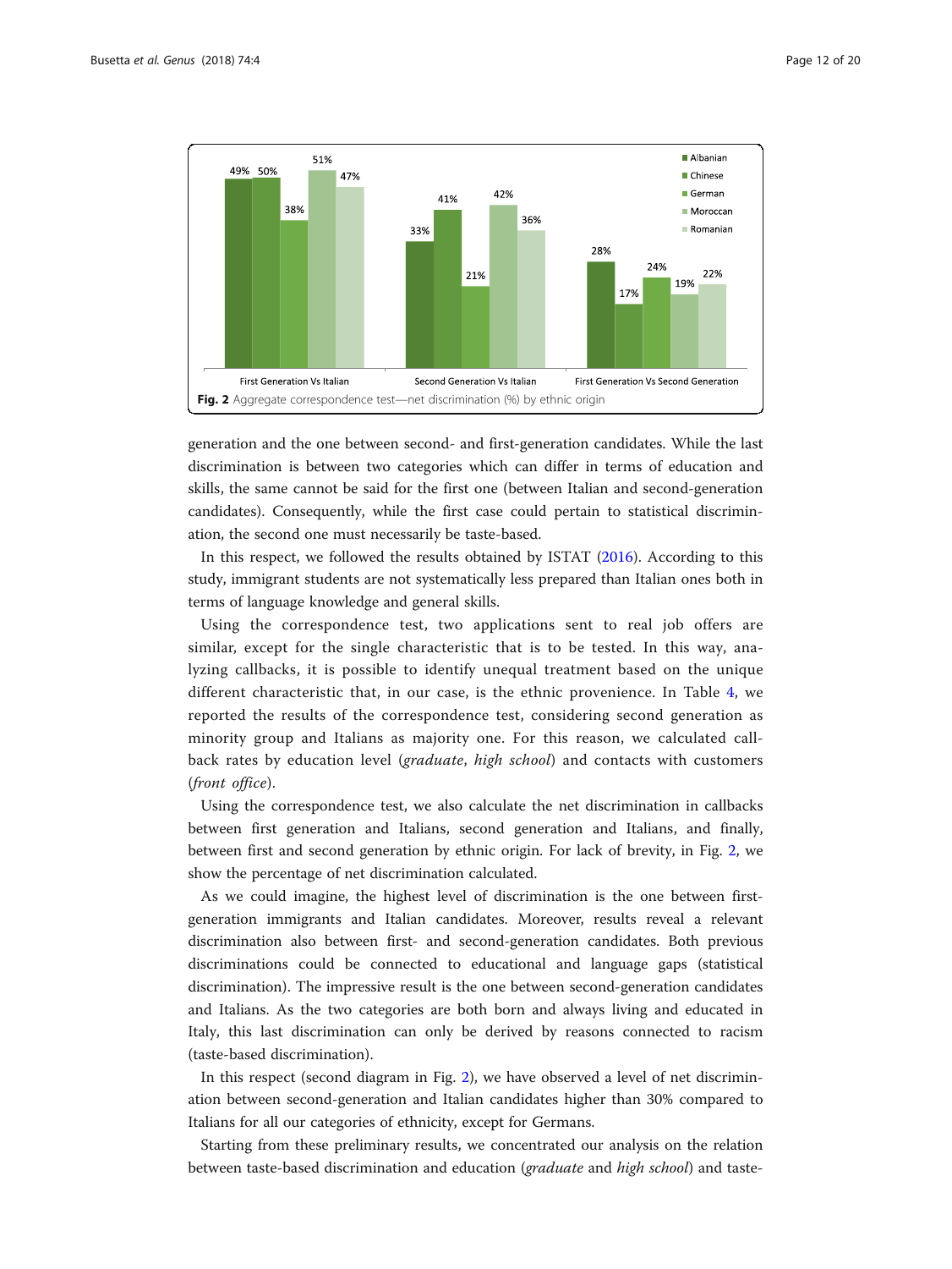**Fig. 2** Aggregate correspondence test—net discrimination (%) by ethnic origin

generation and the one between second- and first-generation candidates. While the last discrimination is between two categories which can differ in terms of education and skills, the same cannot be said for the first one (between Italian and second-generation candidates). Consequently, while the first case could pertain to statistical discrimination, the second one must necessarily be taste-based.

In this respect, we followed the results obtained by ISTAT (2016). According to this study, immigrant students are not systematically less prepared than Italian ones both in terms of language knowledge and general skills.

Using the correspondence test, two applications sent to real job offers are similar, except for the single characteristic that is to be tested. In this way, analyzing callbacks, it is possible to identify unequal treatment based on the unique different characteristic that, in our case, is the ethnic provenience. In Table 4, we reported the results of the correspondence test, considering second generation as minority group and Italians as majority one. For this reason, we calculated callback rates by education level (*graduate*, *high school*) and contacts with customers (*front office*).

Using the correspondence test, we also calculate the net discrimination in callbacks between first generation and Italians, second generation and Italians, and finally, between first and second generation by ethnic origin. For lack of brevity, in Fig. 2, we show the percentage of net discrimination calculated.

As we could imagine, the highest level of discrimination is the one between first-generation immigrants and Italian candidates. Moreover, results reveal a relevant discrimination also between first- and second-generation candidates. Both previous discriminations could be connected to educational and language gaps (statistical discrimination). The impressive result is the one between second-generation candidates and Italians. As the two categories are both born and always living and educated in Italy, this last discrimination can only be derived by reasons connected to racism (taste-based discrimination).

In this respect (second diagram in Fig. 2), we have observed a level of net discrimination between second-generation and Italian candidates higher than 30% compared to Italians for all our categories of ethnicity, except for Germans.

Starting from these preliminary results, we concentrated our analysis on the relation between taste-based discrimination and education (*graduate* and *high school*) and taste-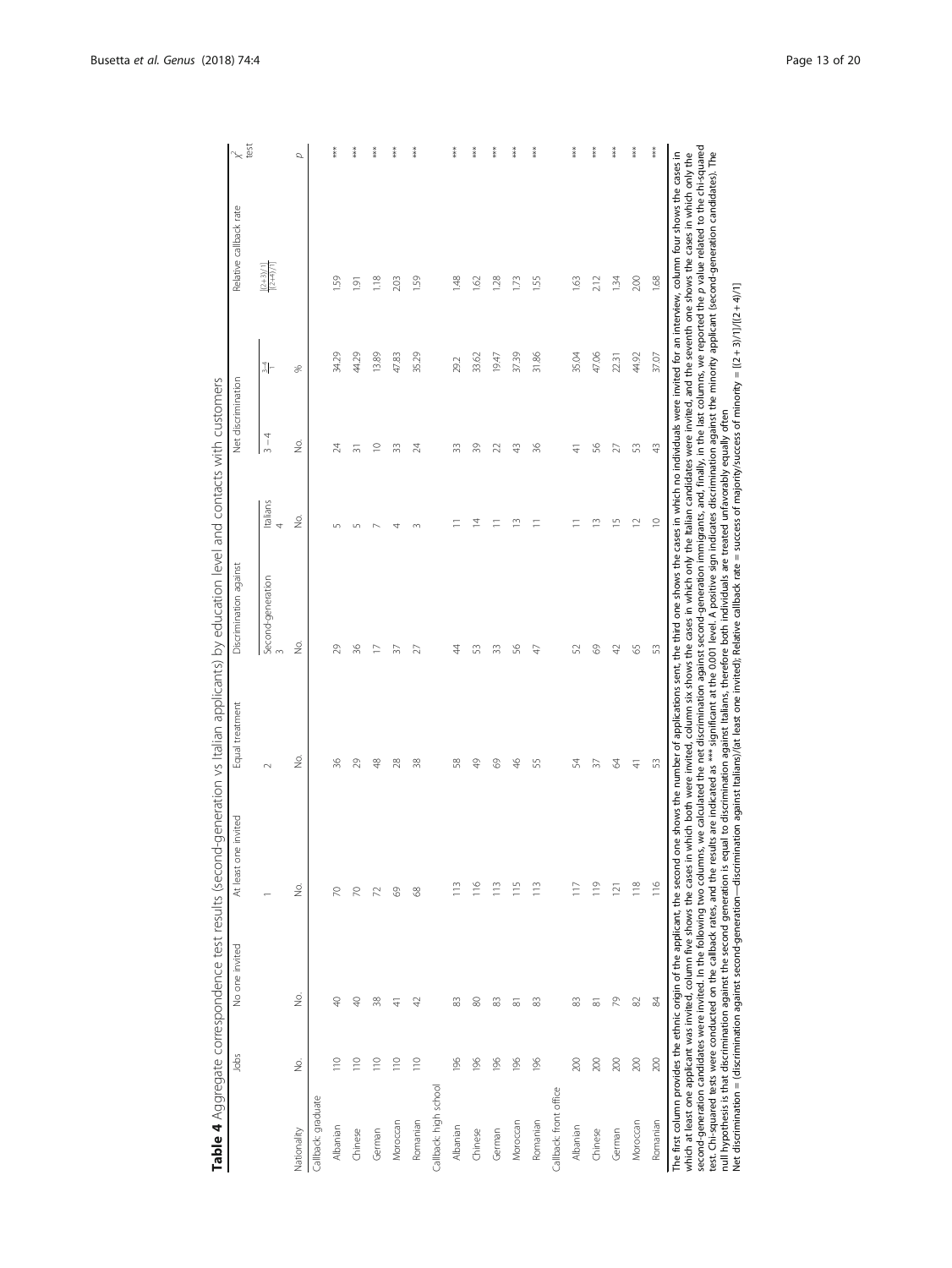**Table 4** Aggregate correspondence test results (second-generation vs Italian applicants) by education level and contacts with customers

| | Jobs | No one invited | At least one invited | Equal treatment | Discrimination against | | Net discrimination | | Relative callback rate | $\chi^2$ test |
|---|---|---|---|---|---|---|---|---|---|---|
| | | | 1 | 2 | Second-generation 3 | Italians 4 | 3 − 4 | $\frac{3-4}{1}$ | $\frac{[(2+3)/1]}{[(2+4)/1]}$ | |
| Nationality | No. | No. | No. | No. | No. | No. | No. | % | | *p* |
| Callback: graduate | | | | | | | | | | |
| Albanian | 110 | 40 | 70 | 36 | 29 | 5 | 24 | 34.29 | 1.59 | *** |
| Chinese | 110 | 40 | 70 | 29 | 36 | 5 | 31 | 44.29 | 1.91 | *** |
| German | 110 | 38 | 72 | 48 | 17 | 7 | 10 | 13.89 | 1.18 | *** |
| Moroccan | 110 | 41 | 69 | 28 | 37 | 4 | 33 | 47.83 | 2.03 | *** |
| Romanian | 110 | 42 | 68 | 38 | 27 | 3 | 24 | 35.29 | 1.59 | *** |
| Callback: high school | | | | | | | | | | |
| Albanian | 196 | 83 | 113 | 58 | 44 | 11 | 33 | 29.2 | 1.48 | *** |
| Chinese | 196 | 80 | 116 | 49 | 53 | 14 | 39 | 33.62 | 1.62 | *** |
| German | 196 | 83 | 113 | 69 | 33 | 11 | 22 | 19.47 | 1.28 | *** |
| Moroccan | 196 | 81 | 115 | 46 | 56 | 13 | 43 | 37.39 | 1.73 | *** |
| Romanian | 196 | 83 | 113 | 55 | 47 | 11 | 36 | 31.86 | 1.55 | *** |
| Callback: front office | | | | | | | | | | |
| Albanian | 200 | 83 | 117 | 54 | 52 | 11 | 41 | 35.04 | 1.63 | *** |
| Chinese | 200 | 81 | 119 | 37 | 69 | 13 | 56 | 47.06 | 2.12 | *** |
| German | 200 | 79 | 121 | 64 | 42 | 15 | 27 | 22.31 | 1.34 | *** |
| Moroccan | 200 | 82 | 118 | 41 | 65 | 12 | 53 | 44.92 | 2.00 | *** |
| Romanian | 200 | 84 | 116 | 53 | 53 | 10 | 43 | 37.07 | 1.68 | *** |

The first column provides the ethnic origin of the applicant, the second one shows the number of applications sent, the third one shows the cases in which no individuals were invited for an interview, column four shows the cases in which at least one applicant was invited, column five shows the cases in which both were invited, column six shows the cases in which only the Italian candidates were invited, and the seventh one shows the cases in which only the second-generation candidates were invited. In the following two columns, we calculated the net discrimination against second-generation immigrants, and, finally, in the last columns, we reported the *p* value related to the chi-squared test. Chi-squared tests were conducted on the callback rates, and the results are indicated as *** significant at the 0.001 level. A positive sign indicates discrimination against the minority applicant (second-generation candidates). The null hypothesis is that discrimination against the second generation is equal to discrimination against Italians, therefore both individuals are treated unfavorably equally often

Net discrimination = (discrimination against second-generation—discrimination against Italians)/(at least one invited); Relative callback rate = success of majority/success of minority = [(2 + 3)/1]/[(2 + 4)/1]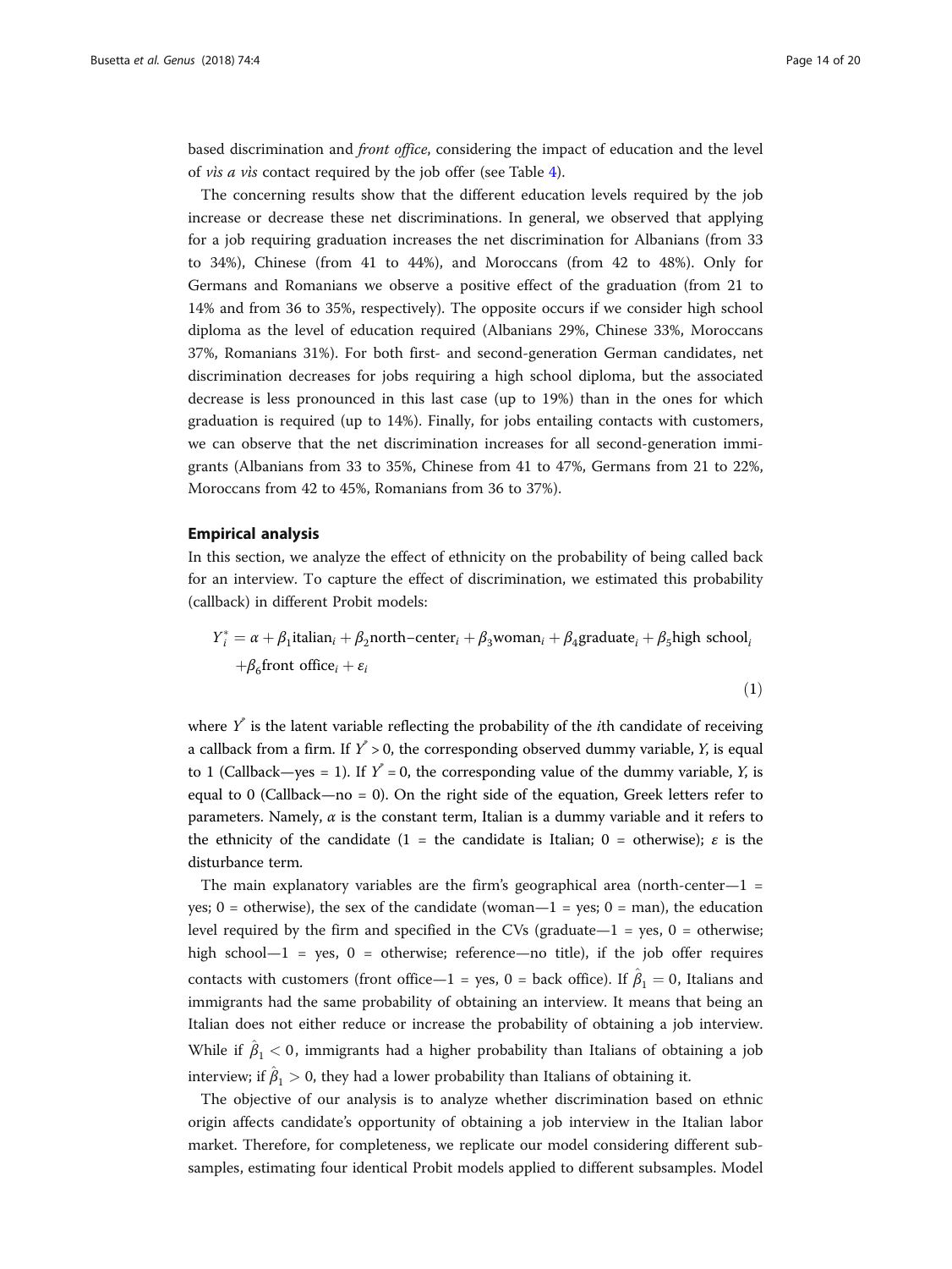based discrimination and *front office*, considering the impact of education and the level of *vìs a vìs* contact required by the job offer (see Table 4).

The concerning results show that the different education levels required by the job increase or decrease these net discriminations. In general, we observed that applying for a job requiring graduation increases the net discrimination for Albanians (from 33 to 34%), Chinese (from 41 to 44%), and Moroccans (from 42 to 48%). Only for Germans and Romanians we observe a positive effect of the graduation (from 21 to 14% and from 36 to 35%, respectively). The opposite occurs if we consider high school diploma as the level of education required (Albanians 29%, Chinese 33%, Moroccans 37%, Romanians 31%). For both first- and second-generation German candidates, net discrimination decreases for jobs requiring a high school diploma, but the associated decrease is less pronounced in this last case (up to 19%) than in the ones for which graduation is required (up to 14%). Finally, for jobs entailing contacts with customers, we can observe that the net discrimination increases for all second-generation immigrants (Albanians from 33 to 35%, Chinese from 41 to 47%, Germans from 21 to 22%, Moroccans from 42 to 45%, Romanians from 36 to 37%).

## Empirical analysis

In this section, we analyze the effect of ethnicity on the probability of being called back for an interview. To capture the effect of discrimination, we estimated this probability (callback) in different Probit models:

$$
\begin{aligned}
Y_i^* = \alpha + \beta_1 \text{italian}_i + \beta_2 \text{north–center}_i + \beta_3 \text{woman}_i + \beta_4 \text{graduate}_i + \beta_5 \text{high school}_i \\
+ \beta_6 \text{front office}_i + \varepsilon_i
\end{aligned}
\tag{1}
$$

where $Y^*$ is the latent variable reflecting the probability of the $i$th candidate of receiving a callback from a firm. If $Y^* > 0$, the corresponding observed dummy variable, $Y$, is equal to 1 (Callback—yes = 1). If $Y^* = 0$, the corresponding value of the dummy variable, $Y$, is equal to 0 (Callback—no = 0). On the right side of the equation, Greek letters refer to parameters. Namely, $\alpha$ is the constant term, Italian is a dummy variable and it refers to the ethnicity of the candidate (1 = the candidate is Italian; 0 = otherwise); $\varepsilon$ is the disturbance term.

The main explanatory variables are the firm's geographical area (north-center—1 = yes; 0 = otherwise), the sex of the candidate (woman—1 = yes; 0 = man), the education level required by the firm and specified in the CVs (graduate—1 = yes, 0 = otherwise; high school—1 = yes, 0 = otherwise; reference—no title), if the job offer requires contacts with customers (front office—1 = yes, 0 = back office). If $\hat{\beta}_1 = 0$, Italians and immigrants had the same probability of obtaining an interview. It means that being an Italian does not either reduce or increase the probability of obtaining a job interview. While if $\hat{\beta}_1 < 0$, immigrants had a higher probability than Italians of obtaining a job interview; if $\hat{\beta}_1 > 0$, they had a lower probability than Italians of obtaining it.

The objective of our analysis is to analyze whether discrimination based on ethnic origin affects candidate's opportunity of obtaining a job interview in the Italian labor market. Therefore, for completeness, we replicate our model considering different subsamples, estimating four identical Probit models applied to different subsamples. Model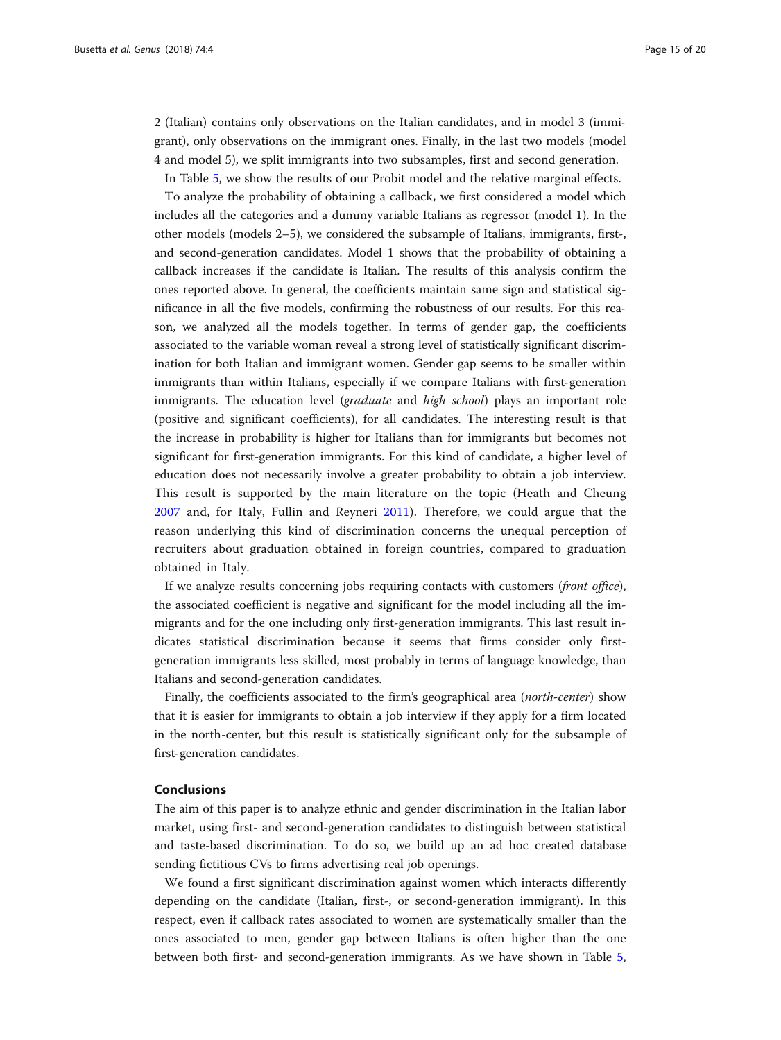2 (Italian) contains only observations on the Italian candidates, and in model 3 (immigrant), only observations on the immigrant ones. Finally, in the last two models (model 4 and model 5), we split immigrants into two subsamples, first and second generation.

In Table 5, we show the results of our Probit model and the relative marginal effects.

To analyze the probability of obtaining a callback, we first considered a model which includes all the categories and a dummy variable Italians as regressor (model 1). In the other models (models 2–5), we considered the subsample of Italians, immigrants, first-, and second-generation candidates. Model 1 shows that the probability of obtaining a callback increases if the candidate is Italian. The results of this analysis confirm the ones reported above. In general, the coefficients maintain same sign and statistical significance in all the five models, confirming the robustness of our results. For this reason, we analyzed all the models together. In terms of gender gap, the coefficients associated to the variable woman reveal a strong level of statistically significant discrimination for both Italian and immigrant women. Gender gap seems to be smaller within immigrants than within Italians, especially if we compare Italians with first-generation immigrants. The education level (*graduate* and *high school*) plays an important role (positive and significant coefficients), for all candidates. The interesting result is that the increase in probability is higher for Italians than for immigrants but becomes not significant for first-generation immigrants. For this kind of candidate, a higher level of education does not necessarily involve a greater probability to obtain a job interview. This result is supported by the main literature on the topic (Heath and Cheung 2007 and, for Italy, Fullin and Reyneri 2011). Therefore, we could argue that the reason underlying this kind of discrimination concerns the unequal perception of recruiters about graduation obtained in foreign countries, compared to graduation obtained in Italy.

If we analyze results concerning jobs requiring contacts with customers (*front office*), the associated coefficient is negative and significant for the model including all the immigrants and for the one including only first-generation immigrants. This last result indicates statistical discrimination because it seems that firms consider only first-generation immigrants less skilled, most probably in terms of language knowledge, than Italians and second-generation candidates.

Finally, the coefficients associated to the firm's geographical area (*north-center*) show that it is easier for immigrants to obtain a job interview if they apply for a firm located in the north-center, but this result is statistically significant only for the subsample of first-generation candidates.

## Conclusions

The aim of this paper is to analyze ethnic and gender discrimination in the Italian labor market, using first- and second-generation candidates to distinguish between statistical and taste-based discrimination. To do so, we build up an ad hoc created database sending fictitious CVs to firms advertising real job openings.

We found a first significant discrimination against women which interacts differently depending on the candidate (Italian, first-, or second-generation immigrant). In this respect, even if callback rates associated to women are systematically smaller than the ones associated to men, gender gap between Italians is often higher than the one between both first- and second-generation immigrants. As we have shown in Table 5,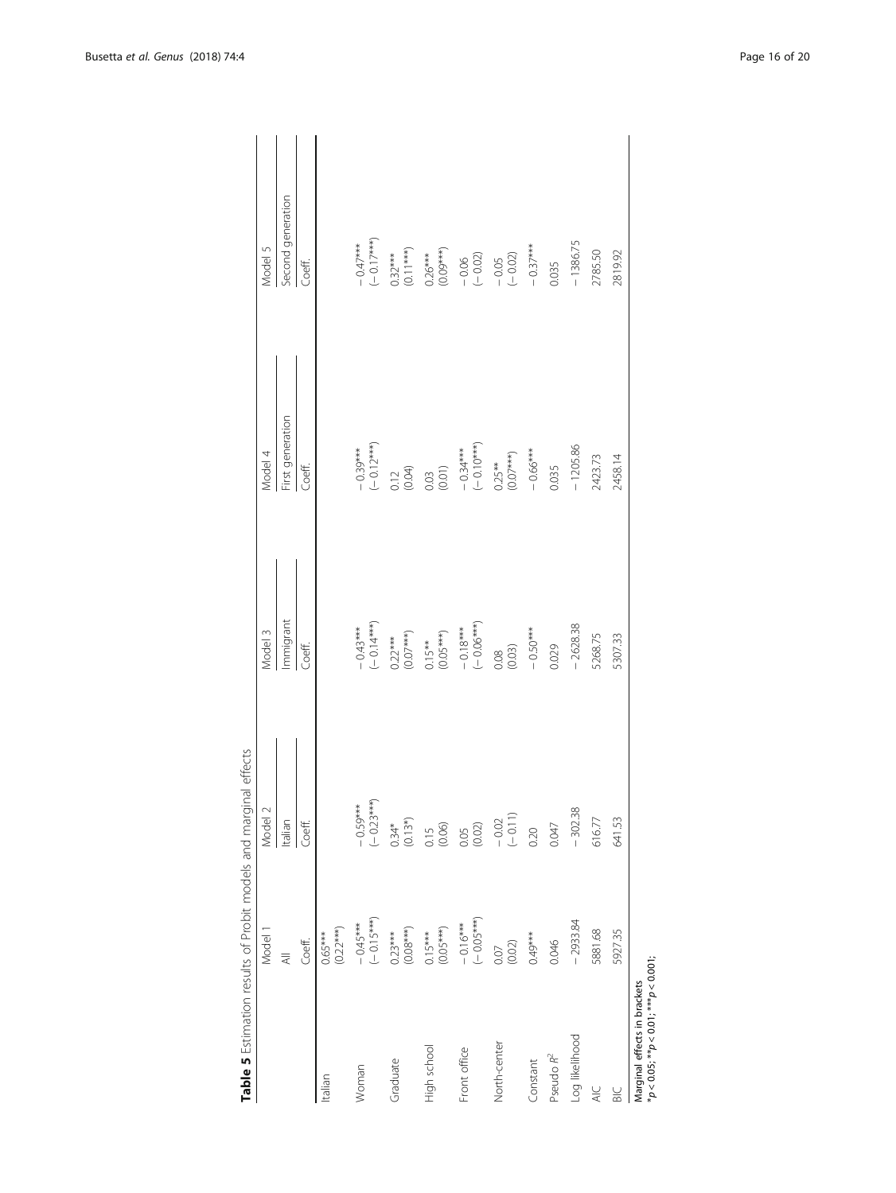**Table 5** Estimation results of Probit models and marginal effects

| | Model 1 | Model 2 | Model 3 | Model 4 | Model 5 |
|---|---|---|---|---|---|
| | All | Italian | Immigrant | First generation | Second generation |
| | Coeff. | Coeff. | Coeff. | Coeff. | Coeff. |
| Italian | 0.65*** (0.22***) | | | | |
| Woman | − 0.45*** (− 0.15***) | − 0.59*** (− 0.23***) | − 0.43*** (− 0.14***) | − 0.39*** (− 0.12***) | − 0.47*** (− 0.17***) |
| Graduate | 0.23*** (0.08***) | 0.34* (0.13*) | 0.22*** (0.07***) | 0.12 (0.04) | 0.32*** (0.11***) |
| High school | 0.15*** (0.05***) | 0.15 (0.06) | 0.15** (0.05***) | 0.03 (0.01) | 0.26*** (0.09***) |
| Front office | − 0.16*** (− 0.05***) | 0.05 (0.02) | − 0.18*** (− 0.06***) | − 0.34*** (− 0.10***) | − 0.06 (− 0.02) |
| North-center | 0.07 (0.02) | − 0.02 (− 0.11) | 0.08 (0.03) | 0.25** (0.07***) | − 0.05 (− 0.02) |
| Constant | 0.49*** | 0.20 | − 0.50*** | − 0.66*** | − 0.37*** |
| Pseudo $R^2$ | 0.046 | 0.047 | 0.029 | 0.035 | 0.035 |
| Log likelihood | − 2933.84 | − 302.38 | − 2628.38 | − 1205.86 | − 1386.75 |
| AIC | 5881.68 | 616.77 | 5268.75 | 2423.73 | 2785.50 |
| BIC | 5927.35 | 641.53 | 5307.33 | 2458.14 | 2819.92 |

Marginal effects in brackets
*$p < 0.05$; **$p < 0.01$; ***$p < 0.001$;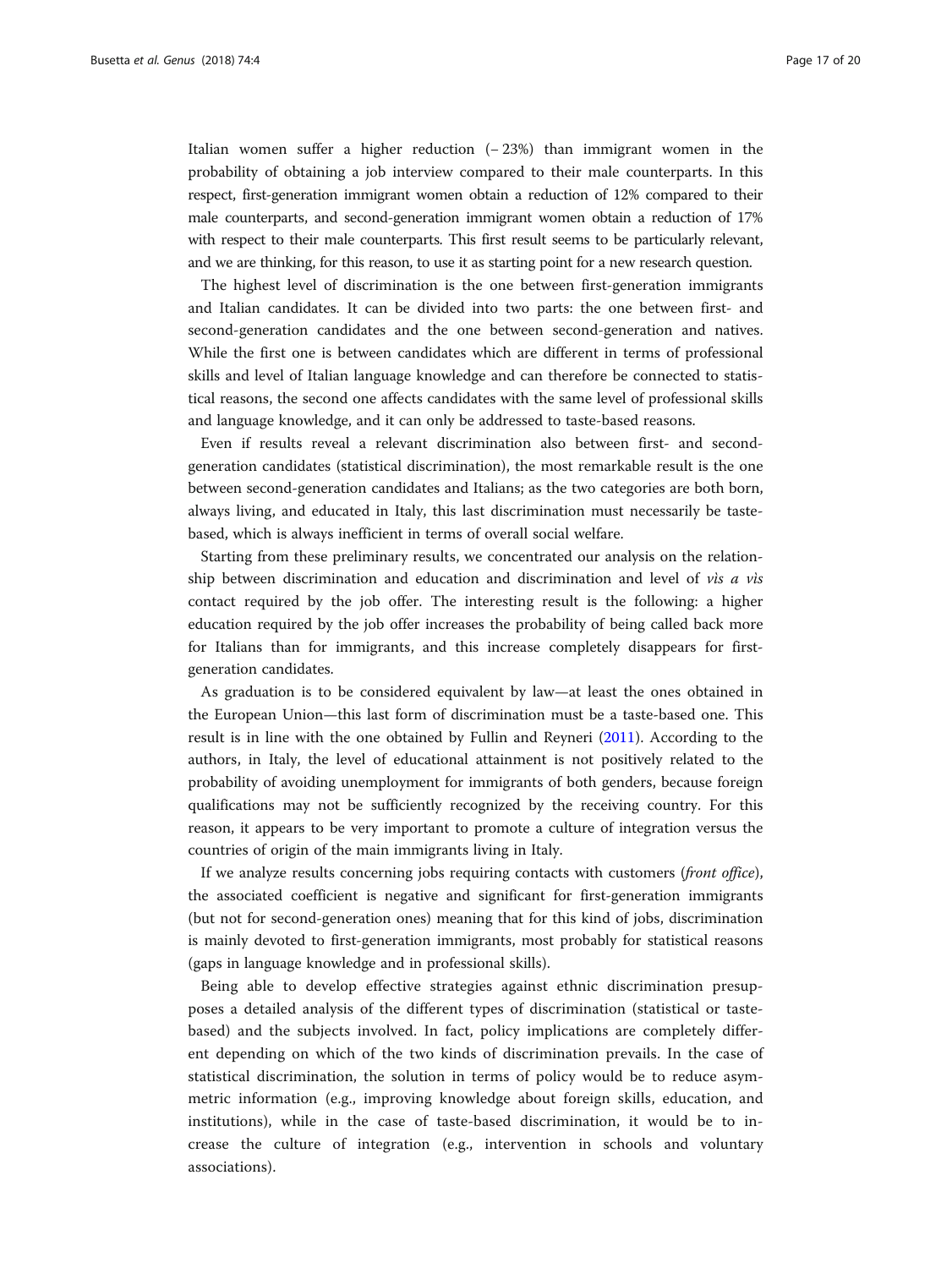Italian women suffer a higher reduction (− 23%) than immigrant women in the probability of obtaining a job interview compared to their male counterparts. In this respect, first-generation immigrant women obtain a reduction of 12% compared to their male counterparts, and second-generation immigrant women obtain a reduction of 17% with respect to their male counterparts. This first result seems to be particularly relevant, and we are thinking, for this reason, to use it as starting point for a new research question.

The highest level of discrimination is the one between first-generation immigrants and Italian candidates. It can be divided into two parts: the one between first- and second-generation candidates and the one between second-generation and natives. While the first one is between candidates which are different in terms of professional skills and level of Italian language knowledge and can therefore be connected to statistical reasons, the second one affects candidates with the same level of professional skills and language knowledge, and it can only be addressed to taste-based reasons.

Even if results reveal a relevant discrimination also between first- and second-generation candidates (statistical discrimination), the most remarkable result is the one between second-generation candidates and Italians; as the two categories are both born, always living, and educated in Italy, this last discrimination must necessarily be taste-based, which is always inefficient in terms of overall social welfare.

Starting from these preliminary results, we concentrated our analysis on the relationship between discrimination and education and discrimination and level of *vìs a vìs* contact required by the job offer. The interesting result is the following: a higher education required by the job offer increases the probability of being called back more for Italians than for immigrants, and this increase completely disappears for first-generation candidates.

As graduation is to be considered equivalent by law—at least the ones obtained in the European Union—this last form of discrimination must be a taste-based one. This result is in line with the one obtained by Fullin and Reyneri (2011). According to the authors, in Italy, the level of educational attainment is not positively related to the probability of avoiding unemployment for immigrants of both genders, because foreign qualifications may not be sufficiently recognized by the receiving country. For this reason, it appears to be very important to promote a culture of integration versus the countries of origin of the main immigrants living in Italy.

If we analyze results concerning jobs requiring contacts with customers (*front office*), the associated coefficient is negative and significant for first-generation immigrants (but not for second-generation ones) meaning that for this kind of jobs, discrimination is mainly devoted to first-generation immigrants, most probably for statistical reasons (gaps in language knowledge and in professional skills).

Being able to develop effective strategies against ethnic discrimination presupposes a detailed analysis of the different types of discrimination (statistical or taste-based) and the subjects involved. In fact, policy implications are completely different depending on which of the two kinds of discrimination prevails. In the case of statistical discrimination, the solution in terms of policy would be to reduce asymmetric information (e.g., improving knowledge about foreign skills, education, and institutions), while in the case of taste-based discrimination, it would be to increase the culture of integration (e.g., intervention in schools and voluntary associations).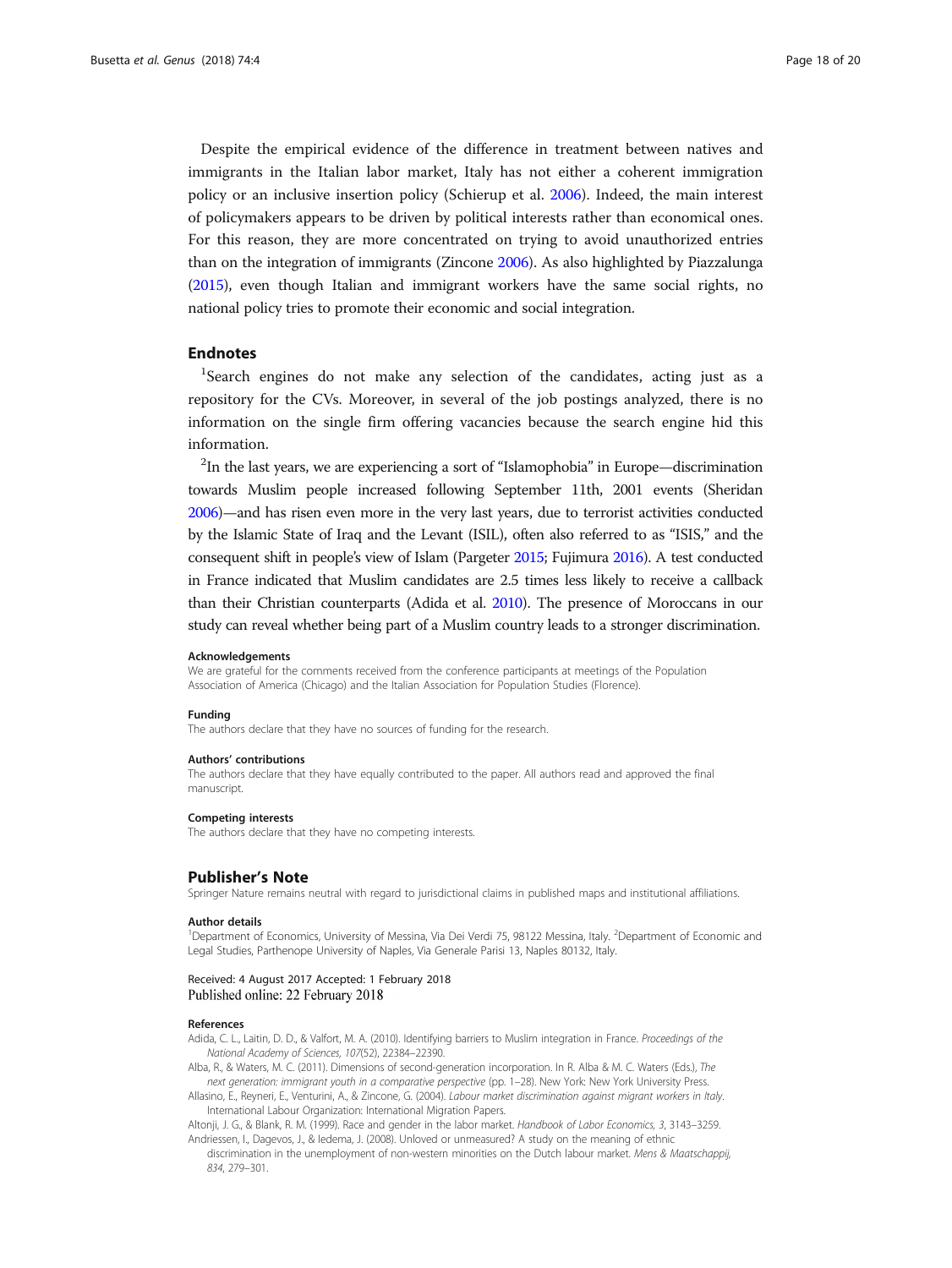Despite the empirical evidence of the difference in treatment between natives and immigrants in the Italian labor market, Italy has not either a coherent immigration policy or an inclusive insertion policy (Schierup et al. 2006). Indeed, the main interest of policymakers appears to be driven by political interests rather than economical ones. For this reason, they are more concentrated on trying to avoid unauthorized entries than on the integration of immigrants (Zincone 2006). As also highlighted by Piazzalunga (2015), even though Italian and immigrant workers have the same social rights, no national policy tries to promote their economic and social integration.

## Endnotes

[1]Search engines do not make any selection of the candidates, acting just as a repository for the CVs. Moreover, in several of the job postings analyzed, there is no information on the single firm offering vacancies because the search engine hid this information.

[2]In the last years, we are experiencing a sort of "Islamophobia" in Europe—discrimination towards Muslim people increased following September 11th, 2001 events (Sheridan 2006)—and has risen even more in the very last years, due to terrorist activities conducted by the Islamic State of Iraq and the Levant (ISIL), often also referred to as "ISIS," and the consequent shift in people's view of Islam (Pargeter 2015; Fujimura 2016). A test conducted in France indicated that Muslim candidates are 2.5 times less likely to receive a callback than their Christian counterparts (Adida et al. 2010). The presence of Moroccans in our study can reveal whether being part of a Muslim country leads to a stronger discrimination.

#### Acknowledgements
We are grateful for the comments received from the conference participants at meetings of the Population Association of America (Chicago) and the Italian Association for Population Studies (Florence).

#### Funding
The authors declare that they have no sources of funding for the research.

#### Authors' contributions
The authors declare that they have equally contributed to the paper. All authors read and approved the final manuscript.

#### Competing interests
The authors declare that they have no competing interests.

## Publisher's Note
Springer Nature remains neutral with regard to jurisdictional claims in published maps and institutional affiliations.

#### Author details
[1]Department of Economics, University of Messina, Via Dei Verdi 75, 98122 Messina, Italy. [2]Department of Economic and Legal Studies, Parthenope University of Naples, Via Generale Parisi 13, Naples 80132, Italy.

Received: 4 August 2017 Accepted: 1 February 2018
Published online: 22 February 2018

#### References
Adida, C. L., Laitin, D. D., & Valfort, M. A. (2010). Identifying barriers to Muslim integration in France. *Proceedings of the National Academy of Sciences, 107*(52), 22384–22390.

Alba, R., & Waters, M. C. (2011). Dimensions of second-generation incorporation. In R. Alba & M. C. Waters (Eds.), *The next generation: immigrant youth in a comparative perspective* (pp. 1–28). New York: New York University Press.

Allasino, E., Reyneri, E., Venturini, A., & Zincone, G. (2004). *Labour market discrimination against migrant workers in Italy*. International Labour Organization: International Migration Papers.

Altonji, J. G., & Blank, R. M. (1999). Race and gender in the labor market. *Handbook of Labor Economics, 3*, 3143–3259.

Andriessen, I., Dagevos, J., & Iedema, J. (2008). Unloved or unmeasured? A study on the meaning of ethnic discrimination in the unemployment of non-western minorities on the Dutch labour market. *Mens & Maatschappij, 834*, 279–301.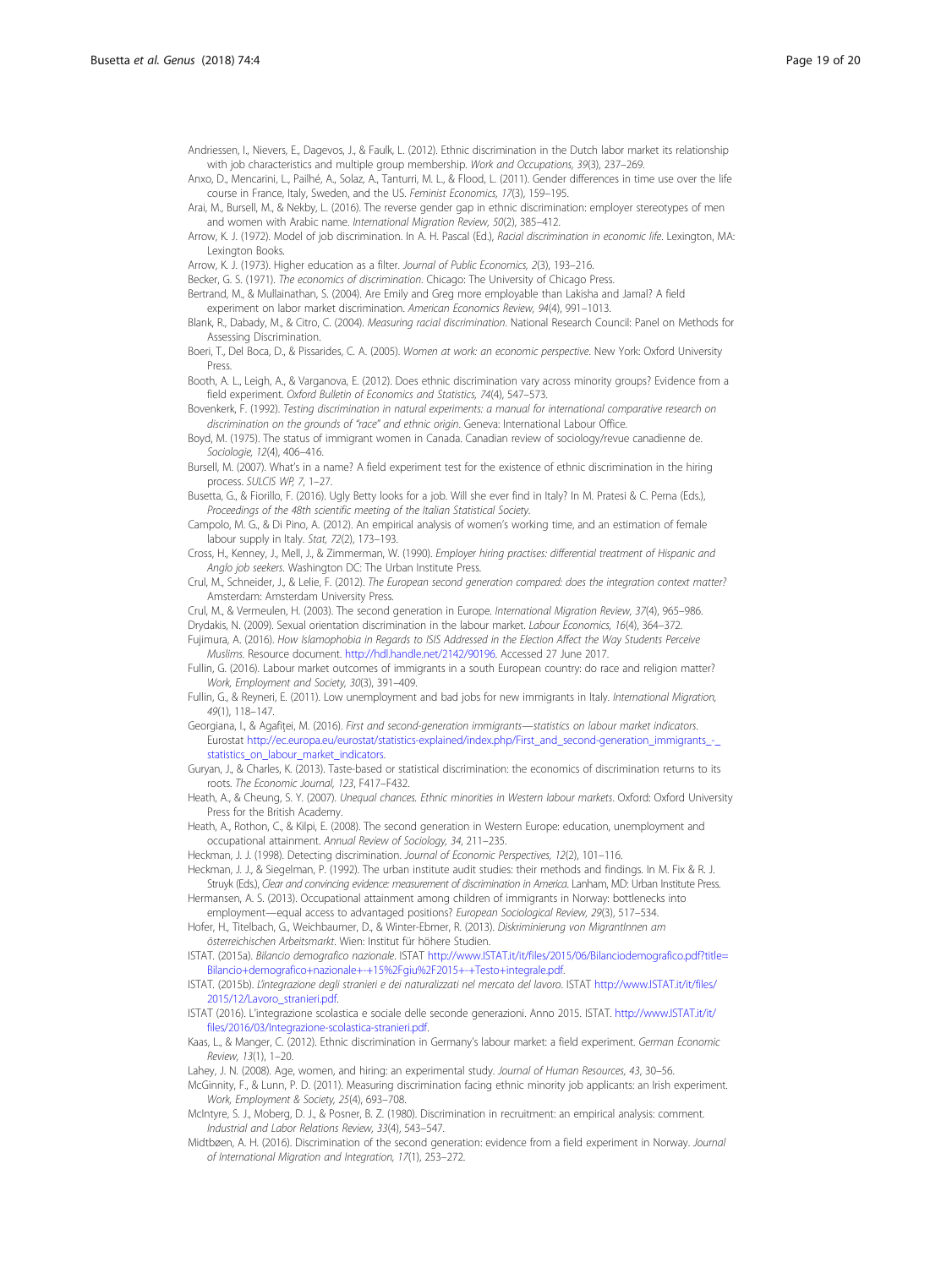Andriessen, I., Nievers, E., Dagevos, J., & Faulk, L. (2012). Ethnic discrimination in the Dutch labor market its relationship with job characteristics and multiple group membership. *Work and Occupations, 39*(3), 237–269.

Anxo, D., Mencarini, L., Pailhé, A., Solaz, A., Tanturri, M. L., & Flood, L. (2011). Gender differences in time use over the life course in France, Italy, Sweden, and the US. *Feminist Economics, 17*(3), 159–195.

Arai, M., Bursell, M., & Nekby, L. (2016). The reverse gender gap in ethnic discrimination: employer stereotypes of men and women with Arabic name. *International Migration Review, 50*(2), 385–412.

Arrow, K. J. (1972). Model of job discrimination. In A. H. Pascal (Ed.), *Racial discrimination in economic life*. Lexington, MA: Lexington Books.

Arrow, K. J. (1973). Higher education as a filter. *Journal of Public Economics, 2*(3), 193–216.

Becker, G. S. (1971). *The economics of discrimination*. Chicago: The University of Chicago Press.

Bertrand, M., & Mullainathan, S. (2004). Are Emily and Greg more employable than Lakisha and Jamal? A field experiment on labor market discrimination. *American Economics Review, 94*(4), 991–1013.

Blank, R., Dabady, M., & Citro, C. (2004). *Measuring racial discrimination*. National Research Council: Panel on Methods for Assessing Discrimination.

Boeri, T., Del Boca, D., & Pissarides, C. A. (2005). *Women at work: an economic perspective*. New York: Oxford University Press.

Booth, A. L., Leigh, A., & Varganova, E. (2012). Does ethnic discrimination vary across minority groups? Evidence from a field experiment. *Oxford Bulletin of Economics and Statistics, 74*(4), 547–573.

Bovenkerk, F. (1992). *Testing discrimination in natural experiments: a manual for international comparative research on discrimination on the grounds of "race" and ethnic origin*. Geneva: International Labour Office.

Boyd, M. (1975). The status of immigrant women in Canada. Canadian review of sociology/revue canadienne de. *Sociologie, 12*(4), 406–416.

Bursell, M. (2007). What's in a name? A field experiment test for the existence of ethnic discrimination in the hiring process. *SULCIS WP, 7*, 1–27.

Busetta, G., & Fiorillo, F. (2016). Ugly Betty looks for a job. Will she ever find in Italy? In M. Pratesi & C. Perna (Eds.), *Proceedings of the 48th scientific meeting of the Italian Statistical Society*.

Campolo, M. G., & Di Pino, A. (2012). An empirical analysis of women's working time, and an estimation of female labour supply in Italy. *Stat, 72*(2), 173–193.

Cross, H., Kenney, J., Mell, J., & Zimmerman, W. (1990). *Employer hiring practises: differential treatment of Hispanic and Anglo job seekers*. Washington DC: The Urban Institute Press.

Crul, M., Schneider, J., & Lelie, F. (2012). *The European second generation compared: does the integration context matter?* Amsterdam: Amsterdam University Press.

Crul, M., & Vermeulen, H. (2003). The second generation in Europe. *International Migration Review, 37*(4), 965–986.

Drydakis, N. (2009). Sexual orientation discrimination in the labour market. *Labour Economics, 16*(4), 364–372.

Fujimura, A. (2016). *How Islamophobia in Regards to ISIS Addressed in the Election Affect the Way Students Perceive Muslims*. Resource document. http://hdl.handle.net/2142/90196. Accessed 27 June 2017.

Fullin, G. (2016). Labour market outcomes of immigrants in a south European country: do race and religion matter? *Work, Employment and Society, 30*(3), 391–409.

Fullin, G., & Reyneri, E. (2011). Low unemployment and bad jobs for new immigrants in Italy. *International Migration, 49*(1), 118–147.

Georgiana, I., & Agafiței, M. (2016). *First and second-generation immigrants—statistics on labour market indicators*. Eurostat http://ec.europa.eu/eurostat/statistics-explained/index.php/First_and_second-generation_immigrants_-_statistics_on_labour_market_indicators.

Guryan, J., & Charles, K. (2013). Taste-based or statistical discrimination: the economics of discrimination returns to its roots. *The Economic Journal, 123*, F417–F432.

Heath, A., & Cheung, S. Y. (2007). *Unequal chances. Ethnic minorities in Western labour markets*. Oxford: Oxford University Press for the British Academy.

Heath, A., Rothon, C., & Kilpi, E. (2008). The second generation in Western Europe: education, unemployment and occupational attainment. *Annual Review of Sociology, 34*, 211–235.

Heckman, J. J. (1998). Detecting discrimination. *Journal of Economic Perspectives, 12*(2), 101–116.

Heckman, J. J., & Siegelman, P. (1992). The urban institute audit studies: their methods and findings. In M. Fix & R. J. Struyk (Eds.), *Clear and convincing evidence: measurement of discrimination in America*. Lanham, MD: Urban Institute Press.

Hermansen, A. S. (2013). Occupational attainment among children of immigrants in Norway: bottlenecks into employment—equal access to advantaged positions? *European Sociological Review, 29*(3), 517–534.

Hofer, H., Titelbach, G., Weichbaumer, D., & Winter-Ebmer, R. (2013). *Diskriminierung von MigrantInnen am österreichischen Arbeitsmarkt*. Wien: Institut für höhere Studien.

ISTAT. (2015a). *Bilancio demografico nazionale*. ISTAT http://www.ISTAT.it/it/files/2015/06/Bilanciodemografico.pdf?title=Bilancio+demografico+nazionale+-+15%2Fgiu%2F2015+-+Testo+integrale.pdf.

ISTAT. (2015b). *L'integrazione degli stranieri e dei naturalizzati nel mercato del lavoro*. ISTAT http://www.ISTAT.it/it/files/2015/12/Lavoro_stranieri.pdf.

ISTAT (2016). L'integrazione scolastica e sociale delle seconde generazioni. Anno 2015. ISTAT. http://www.ISTAT.it/it/files/2016/03/Integrazione-scolastica-stranieri.pdf.

Kaas, L., & Manger, C. (2012). Ethnic discrimination in Germany's labour market: a field experiment. *German Economic Review, 13*(1), 1–20.

Lahey, J. N. (2008). Age, women, and hiring: an experimental study. *Journal of Human Resources, 43*, 30–56.

McGinnity, F., & Lunn, P. D. (2011). Measuring discrimination facing ethnic minority job applicants: an Irish experiment. *Work, Employment & Society, 25*(4), 693–708.

McIntyre, S. J., Moberg, D. J., & Posner, B. Z. (1980). Discrimination in recruitment: an empirical analysis: comment. *Industrial and Labor Relations Review, 33*(4), 543–547.

Midtbøen, A. H. (2016). Discrimination of the second generation: evidence from a field experiment in Norway. *Journal of International Migration and Integration, 17*(1), 253–272.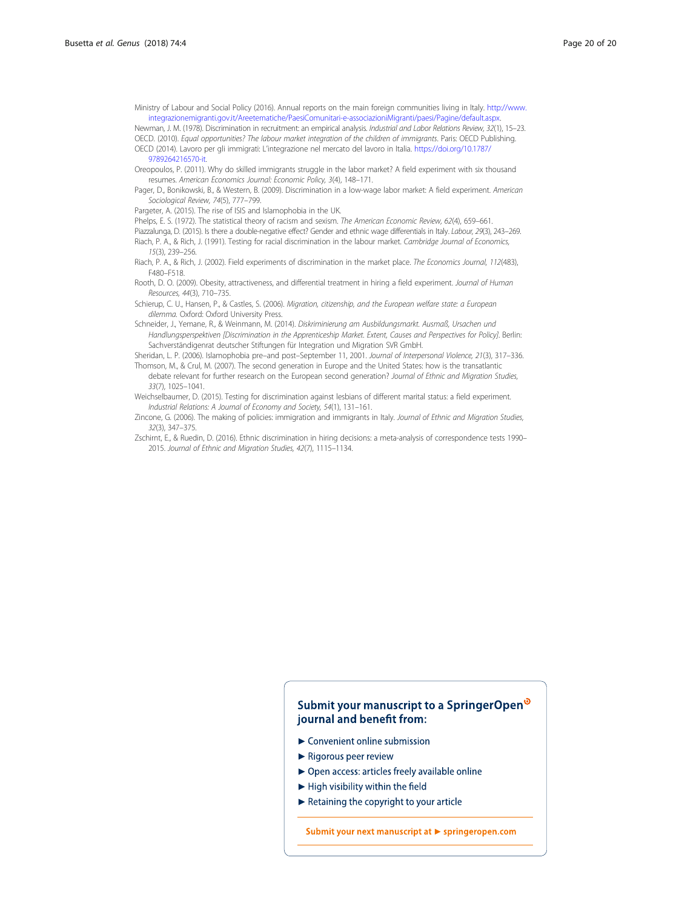Ministry of Labour and Social Policy (2016). Annual reports on the main foreign communities living in Italy. http://www.integrazionemigranti.gov.it/Areetematiche/PaesiComunitari-e-associazioniMigranti/paesi/Pagine/default.aspx.

Newman, J. M. (1978). Discrimination in recruitment: an empirical analysis. *Industrial and Labor Relations Review, 32*(1), 15–23.

OECD. (2010). *Equal opportunities? The labour market integration of the children of immigrants*. Paris: OECD Publishing.

OECD (2014). Lavoro per gli immigrati: L'integrazione nel mercato del lavoro in Italia. https://doi.org/10.1787/9789264216570-it.

Oreopoulos, P. (2011). Why do skilled immigrants struggle in the labor market? A field experiment with six thousand resumes. *American Economics Journal: Economic Policy, 3*(4), 148–171.

Pager, D., Bonikowski, B., & Western, B. (2009). Discrimination in a low-wage labor market: A field experiment. *American Sociological Review, 74*(5), 777–799.

Pargeter, A. (2015). The rise of ISIS and Islamophobia in the UK.

Phelps, E. S. (1972). The statistical theory of racism and sexism. *The American Economic Review, 62*(4), 659–661.

Piazzalunga, D. (2015). Is there a double-negative effect? Gender and ethnic wage differentials in Italy. *Labour, 29*(3), 243–269.

Riach, P. A., & Rich, J. (1991). Testing for racial discrimination in the labour market. *Cambridge Journal of Economics, 15*(3), 239–256.

Riach, P. A., & Rich, J. (2002). Field experiments of discrimination in the market place. *The Economics Journal, 112*(483), F480–F518.

Rooth, D. O. (2009). Obesity, attractiveness, and differential treatment in hiring a field experiment. *Journal of Human Resources, 44*(3), 710–735.

Schierup, C. U., Hansen, P., & Castles, S. (2006). *Migration, citizenship, and the European welfare state: a European dilemma*. Oxford: Oxford University Press.

Schneider, J., Yemane, R., & Weinmann, M. (2014). *Diskriminierung am Ausbildungsmarkt. Ausmaß, Ursachen und Handlungsperspektiven [Discrimination in the Apprenticeship Market. Extent, Causes and Perspectives for Policy]*. Berlin: Sachverständigenrat deutscher Stiftungen für Integration und Migration SVR GmbH.

Sheridan, L. P. (2006). Islamophobia pre–and post–September 11, 2001. *Journal of Interpersonal Violence, 21*(3), 317–336.

Thomson, M., & Crul, M. (2007). The second generation in Europe and the United States: how is the transatlantic debate relevant for further research on the European second generation? *Journal of Ethnic and Migration Studies, 33*(7), 1025–1041.

Weichselbaumer, D. (2015). Testing for discrimination against lesbians of different marital status: a field experiment. *Industrial Relations: A Journal of Economy and Society, 54*(1), 131–161.

Zincone, G. (2006). The making of policies: immigration and immigrants in Italy. *Journal of Ethnic and Migration Studies, 32*(3), 347–375.

Zschirnt, E., & Ruedin, D. (2016). Ethnic discrimination in hiring decisions: a meta-analysis of correspondence tests 1990–2015. *Journal of Ethnic and Migration Studies, 42*(7), 1115–1134.

**Submit your manuscript to a SpringerOpen journal and benefit from:**

- ► Convenient online submission
- ► Rigorous peer review
- ► Open access: articles freely available online
- ► High visibility within the field
- ► Retaining the copyright to your article

**Submit your next manuscript at ► springeropen.com**